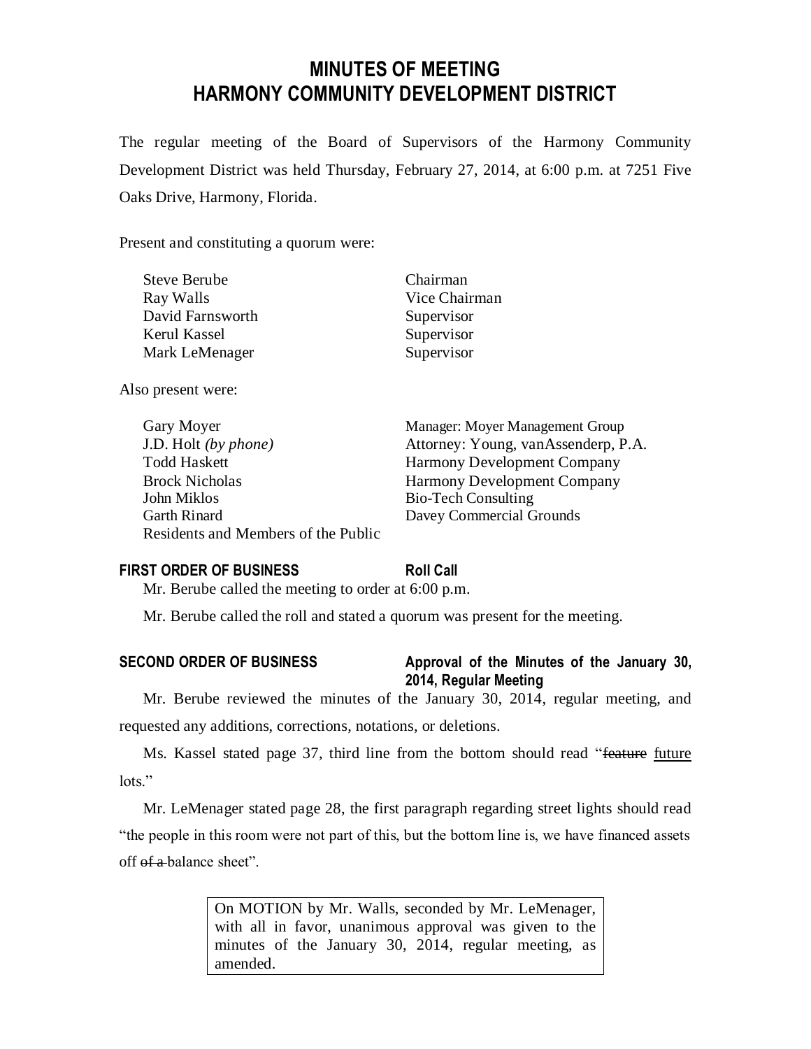# MINUTES OF MEETING
# HARMONY COMMUNITY DEVELOPMENT DISTRICT

The regular meeting of the Board of Supervisors of the Harmony Community Development District was held Thursday, February 27, 2014, at 6:00 p.m. at 7251 Five Oaks Drive, Harmony, Florida.

Present and constituting a quorum were:

| | |
|---|---|
| Steve Berube | Chairman |
| Ray Walls | Vice Chairman |
| David Farnsworth | Supervisor |
| Kerul Kassel | Supervisor |
| Mark LeMenager | Supervisor |

Also present were:

| | |
|---|---|
| Gary Moyer | Manager: Moyer Management Group |
| J.D. Holt *(by phone)* | Attorney: Young, vanAssenderp, P.A. |
| Todd Haskett | Harmony Development Company |
| Brock Nicholas | Harmony Development Company |
| John Miklos | Bio-Tech Consulting |
| Garth Rinard | Davey Commercial Grounds |
| Residents and Members of the Public | |

**FIRST ORDER OF BUSINESS** **Roll Call**

Mr. Berube called the meeting to order at 6:00 p.m.

Mr. Berube called the roll and stated a quorum was present for the meeting.

**SECOND ORDER OF BUSINESS** **Approval of the Minutes of the January 30, 2014, Regular Meeting**

Mr. Berube reviewed the minutes of the January 30, 2014, regular meeting, and requested any additions, corrections, notations, or deletions.

Ms. Kassel stated page 37, third line from the bottom should read "~~feature~~ future lots."

Mr. LeMenager stated page 28, the first paragraph regarding street lights should read "the people in this room were not part of this, but the bottom line is, we have financed assets off ~~of a~~ balance sheet".

> On MOTION by Mr. Walls, seconded by Mr. LeMenager, with all in favor, unanimous approval was given to the minutes of the January 30, 2014, regular meeting, as amended.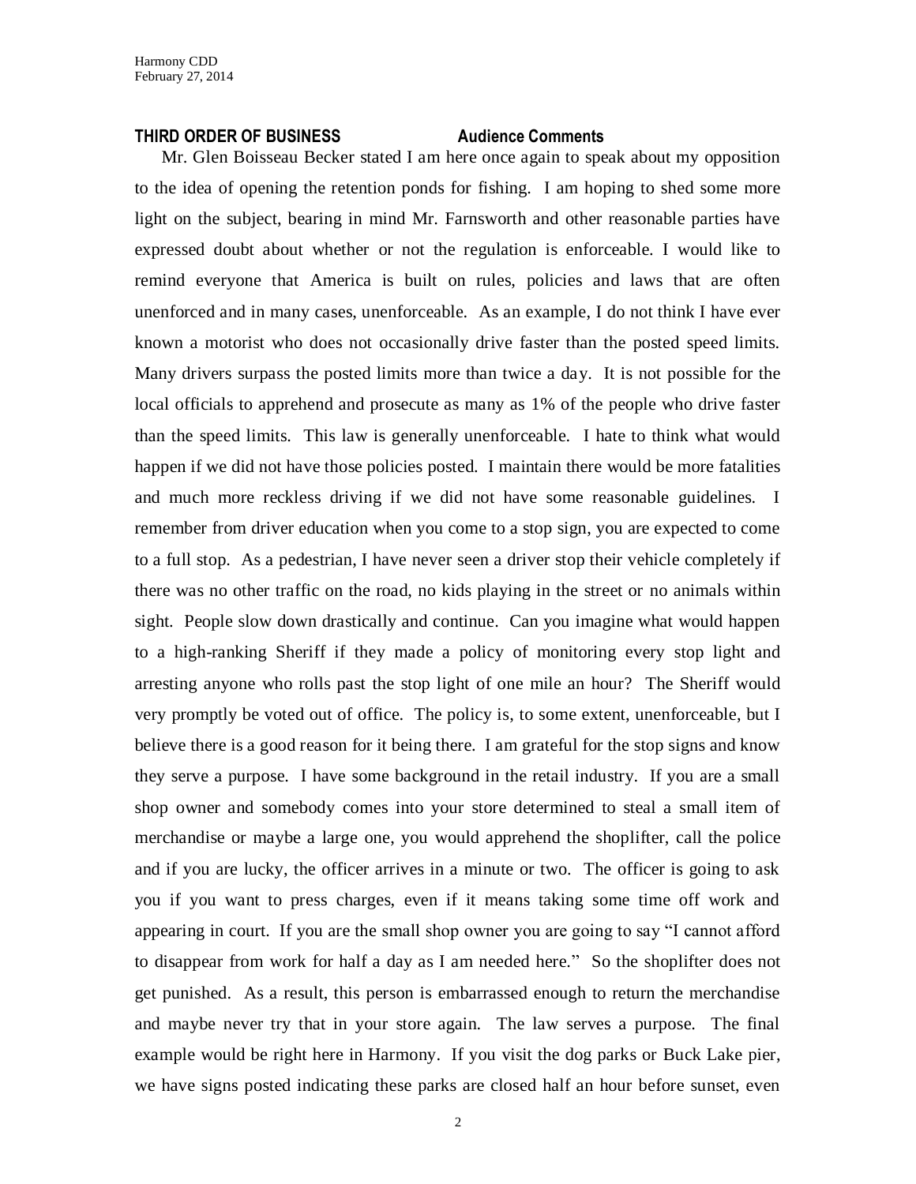**THIRD ORDER OF BUSINESS Audience Comments**

Mr. Glen Boisseau Becker stated I am here once again to speak about my opposition to the idea of opening the retention ponds for fishing. I am hoping to shed some more light on the subject, bearing in mind Mr. Farnsworth and other reasonable parties have expressed doubt about whether or not the regulation is enforceable. I would like to remind everyone that America is built on rules, policies and laws that are often unenforced and in many cases, unenforceable. As an example, I do not think I have ever known a motorist who does not occasionally drive faster than the posted speed limits. Many drivers surpass the posted limits more than twice a day. It is not possible for the local officials to apprehend and prosecute as many as 1% of the people who drive faster than the speed limits. This law is generally unenforceable. I hate to think what would happen if we did not have those policies posted. I maintain there would be more fatalities and much more reckless driving if we did not have some reasonable guidelines. I remember from driver education when you come to a stop sign, you are expected to come to a full stop. As a pedestrian, I have never seen a driver stop their vehicle completely if there was no other traffic on the road, no kids playing in the street or no animals within sight. People slow down drastically and continue. Can you imagine what would happen to a high-ranking Sheriff if they made a policy of monitoring every stop light and arresting anyone who rolls past the stop light of one mile an hour? The Sheriff would very promptly be voted out of office. The policy is, to some extent, unenforceable, but I believe there is a good reason for it being there. I am grateful for the stop signs and know they serve a purpose. I have some background in the retail industry. If you are a small shop owner and somebody comes into your store determined to steal a small item of merchandise or maybe a large one, you would apprehend the shoplifter, call the police and if you are lucky, the officer arrives in a minute or two. The officer is going to ask you if you want to press charges, even if it means taking some time off work and appearing in court. If you are the small shop owner you are going to say "I cannot afford to disappear from work for half a day as I am needed here." So the shoplifter does not get punished. As a result, this person is embarrassed enough to return the merchandise and maybe never try that in your store again. The law serves a purpose. The final example would be right here in Harmony. If you visit the dog parks or Buck Lake pier, we have signs posted indicating these parks are closed half an hour before sunset, even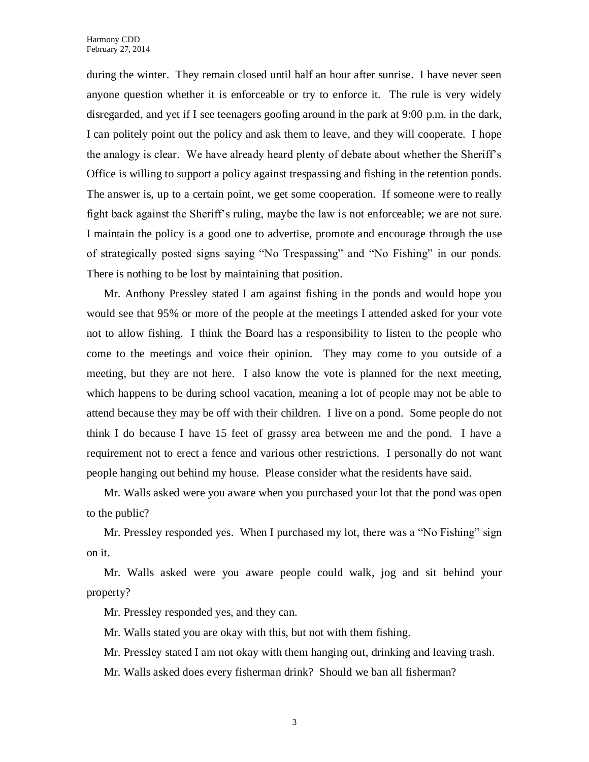during the winter. They remain closed until half an hour after sunrise. I have never seen anyone question whether it is enforceable or try to enforce it. The rule is very widely disregarded, and yet if I see teenagers goofing around in the park at 9:00 p.m. in the dark, I can politely point out the policy and ask them to leave, and they will cooperate. I hope the analogy is clear. We have already heard plenty of debate about whether the Sheriff's Office is willing to support a policy against trespassing and fishing in the retention ponds. The answer is, up to a certain point, we get some cooperation. If someone were to really fight back against the Sheriff's ruling, maybe the law is not enforceable; we are not sure. I maintain the policy is a good one to advertise, promote and encourage through the use of strategically posted signs saying "No Trespassing" and "No Fishing" in our ponds. There is nothing to be lost by maintaining that position.

Mr. Anthony Pressley stated I am against fishing in the ponds and would hope you would see that 95% or more of the people at the meetings I attended asked for your vote not to allow fishing. I think the Board has a responsibility to listen to the people who come to the meetings and voice their opinion. They may come to you outside of a meeting, but they are not here. I also know the vote is planned for the next meeting, which happens to be during school vacation, meaning a lot of people may not be able to attend because they may be off with their children. I live on a pond. Some people do not think I do because I have 15 feet of grassy area between me and the pond. I have a requirement not to erect a fence and various other restrictions. I personally do not want people hanging out behind my house. Please consider what the residents have said.

Mr. Walls asked were you aware when you purchased your lot that the pond was open to the public?

Mr. Pressley responded yes. When I purchased my lot, there was a "No Fishing" sign on it.

Mr. Walls asked were you aware people could walk, jog and sit behind your property?

Mr. Pressley responded yes, and they can.

Mr. Walls stated you are okay with this, but not with them fishing.

Mr. Pressley stated I am not okay with them hanging out, drinking and leaving trash.

Mr. Walls asked does every fisherman drink? Should we ban all fisherman?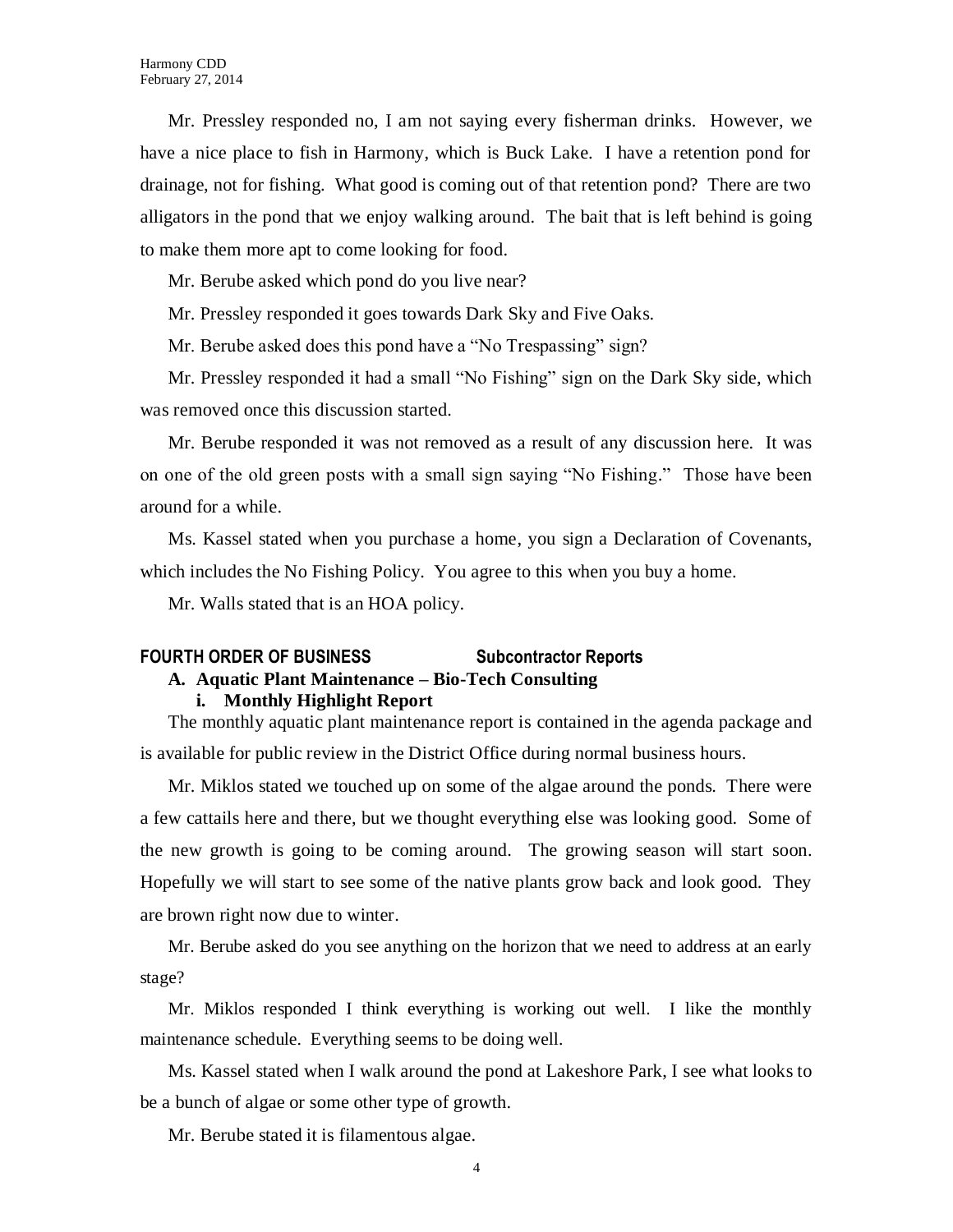Mr. Pressley responded no, I am not saying every fisherman drinks. However, we have a nice place to fish in Harmony, which is Buck Lake. I have a retention pond for drainage, not for fishing. What good is coming out of that retention pond? There are two alligators in the pond that we enjoy walking around. The bait that is left behind is going to make them more apt to come looking for food.

Mr. Berube asked which pond do you live near?

Mr. Pressley responded it goes towards Dark Sky and Five Oaks.

Mr. Berube asked does this pond have a "No Trespassing" sign?

Mr. Pressley responded it had a small "No Fishing" sign on the Dark Sky side, which was removed once this discussion started.

Mr. Berube responded it was not removed as a result of any discussion here. It was on one of the old green posts with a small sign saying "No Fishing." Those have been around for a while.

Ms. Kassel stated when you purchase a home, you sign a Declaration of Covenants, which includes the No Fishing Policy. You agree to this when you buy a home.

Mr. Walls stated that is an HOA policy.

## FOURTH ORDER OF BUSINESS Subcontractor Reports

### A. Aquatic Plant Maintenance – Bio-Tech Consulting

#### i. Monthly Highlight Report

The monthly aquatic plant maintenance report is contained in the agenda package and is available for public review in the District Office during normal business hours.

Mr. Miklos stated we touched up on some of the algae around the ponds. There were a few cattails here and there, but we thought everything else was looking good. Some of the new growth is going to be coming around. The growing season will start soon. Hopefully we will start to see some of the native plants grow back and look good. They are brown right now due to winter.

Mr. Berube asked do you see anything on the horizon that we need to address at an early stage?

Mr. Miklos responded I think everything is working out well. I like the monthly maintenance schedule. Everything seems to be doing well.

Ms. Kassel stated when I walk around the pond at Lakeshore Park, I see what looks to be a bunch of algae or some other type of growth.

Mr. Berube stated it is filamentous algae.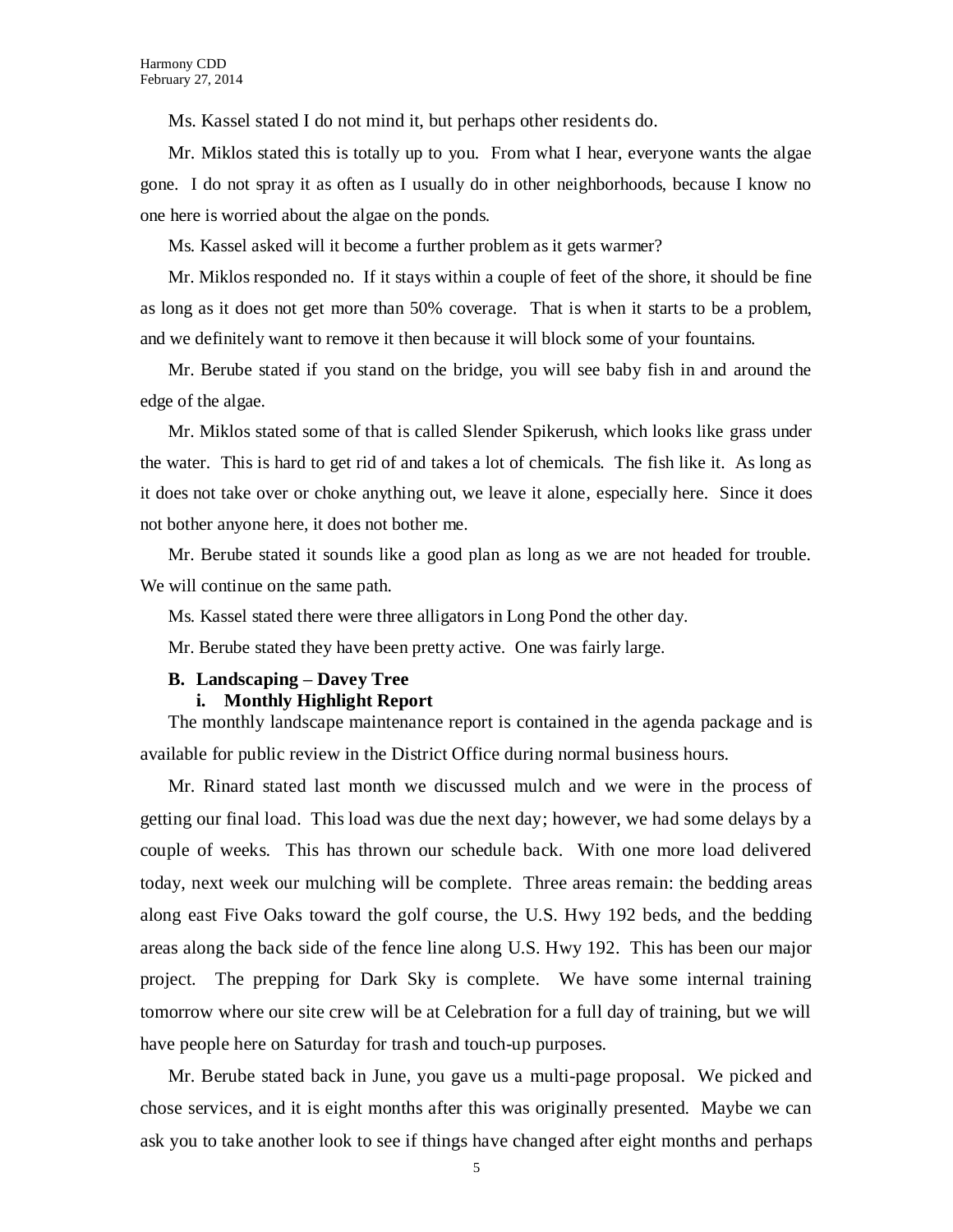Ms. Kassel stated I do not mind it, but perhaps other residents do.

Mr. Miklos stated this is totally up to you. From what I hear, everyone wants the algae gone. I do not spray it as often as I usually do in other neighborhoods, because I know no one here is worried about the algae on the ponds.

Ms. Kassel asked will it become a further problem as it gets warmer?

Mr. Miklos responded no. If it stays within a couple of feet of the shore, it should be fine as long as it does not get more than 50% coverage. That is when it starts to be a problem, and we definitely want to remove it then because it will block some of your fountains.

Mr. Berube stated if you stand on the bridge, you will see baby fish in and around the edge of the algae.

Mr. Miklos stated some of that is called Slender Spikerush, which looks like grass under the water. This is hard to get rid of and takes a lot of chemicals. The fish like it. As long as it does not take over or choke anything out, we leave it alone, especially here. Since it does not bother anyone here, it does not bother me.

Mr. Berube stated it sounds like a good plan as long as we are not headed for trouble. We will continue on the same path.

Ms. Kassel stated there were three alligators in Long Pond the other day.

Mr. Berube stated they have been pretty active. One was fairly large.

**B. Landscaping – Davey Tree**

**i. Monthly Highlight Report**

The monthly landscape maintenance report is contained in the agenda package and is available for public review in the District Office during normal business hours.

Mr. Rinard stated last month we discussed mulch and we were in the process of getting our final load. This load was due the next day; however, we had some delays by a couple of weeks. This has thrown our schedule back. With one more load delivered today, next week our mulching will be complete. Three areas remain: the bedding areas along east Five Oaks toward the golf course, the U.S. Hwy 192 beds, and the bedding areas along the back side of the fence line along U.S. Hwy 192. This has been our major project. The prepping for Dark Sky is complete. We have some internal training tomorrow where our site crew will be at Celebration for a full day of training, but we will have people here on Saturday for trash and touch-up purposes.

Mr. Berube stated back in June, you gave us a multi-page proposal. We picked and chose services, and it is eight months after this was originally presented. Maybe we can ask you to take another look to see if things have changed after eight months and perhaps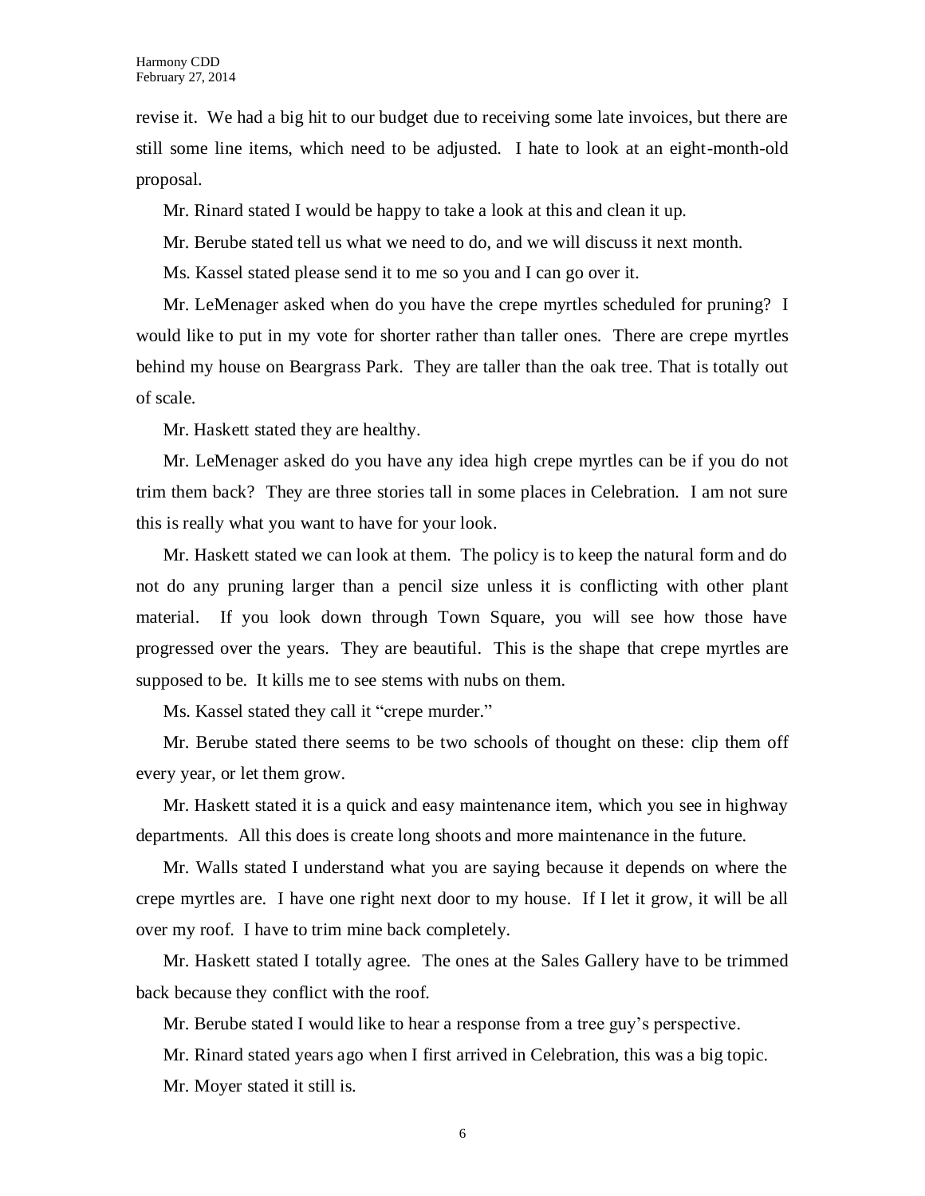revise it. We had a big hit to our budget due to receiving some late invoices, but there are still some line items, which need to be adjusted. I hate to look at an eight-month-old proposal.

Mr. Rinard stated I would be happy to take a look at this and clean it up.

Mr. Berube stated tell us what we need to do, and we will discuss it next month.

Ms. Kassel stated please send it to me so you and I can go over it.

Mr. LeMenager asked when do you have the crepe myrtles scheduled for pruning? I would like to put in my vote for shorter rather than taller ones. There are crepe myrtles behind my house on Beargrass Park. They are taller than the oak tree. That is totally out of scale.

Mr. Haskett stated they are healthy.

Mr. LeMenager asked do you have any idea high crepe myrtles can be if you do not trim them back? They are three stories tall in some places in Celebration. I am not sure this is really what you want to have for your look.

Mr. Haskett stated we can look at them. The policy is to keep the natural form and do not do any pruning larger than a pencil size unless it is conflicting with other plant material. If you look down through Town Square, you will see how those have progressed over the years. They are beautiful. This is the shape that crepe myrtles are supposed to be. It kills me to see stems with nubs on them.

Ms. Kassel stated they call it "crepe murder."

Mr. Berube stated there seems to be two schools of thought on these: clip them off every year, or let them grow.

Mr. Haskett stated it is a quick and easy maintenance item, which you see in highway departments. All this does is create long shoots and more maintenance in the future.

Mr. Walls stated I understand what you are saying because it depends on where the crepe myrtles are. I have one right next door to my house. If I let it grow, it will be all over my roof. I have to trim mine back completely.

Mr. Haskett stated I totally agree. The ones at the Sales Gallery have to be trimmed back because they conflict with the roof.

Mr. Berube stated I would like to hear a response from a tree guy's perspective.

Mr. Rinard stated years ago when I first arrived in Celebration, this was a big topic.

Mr. Moyer stated it still is.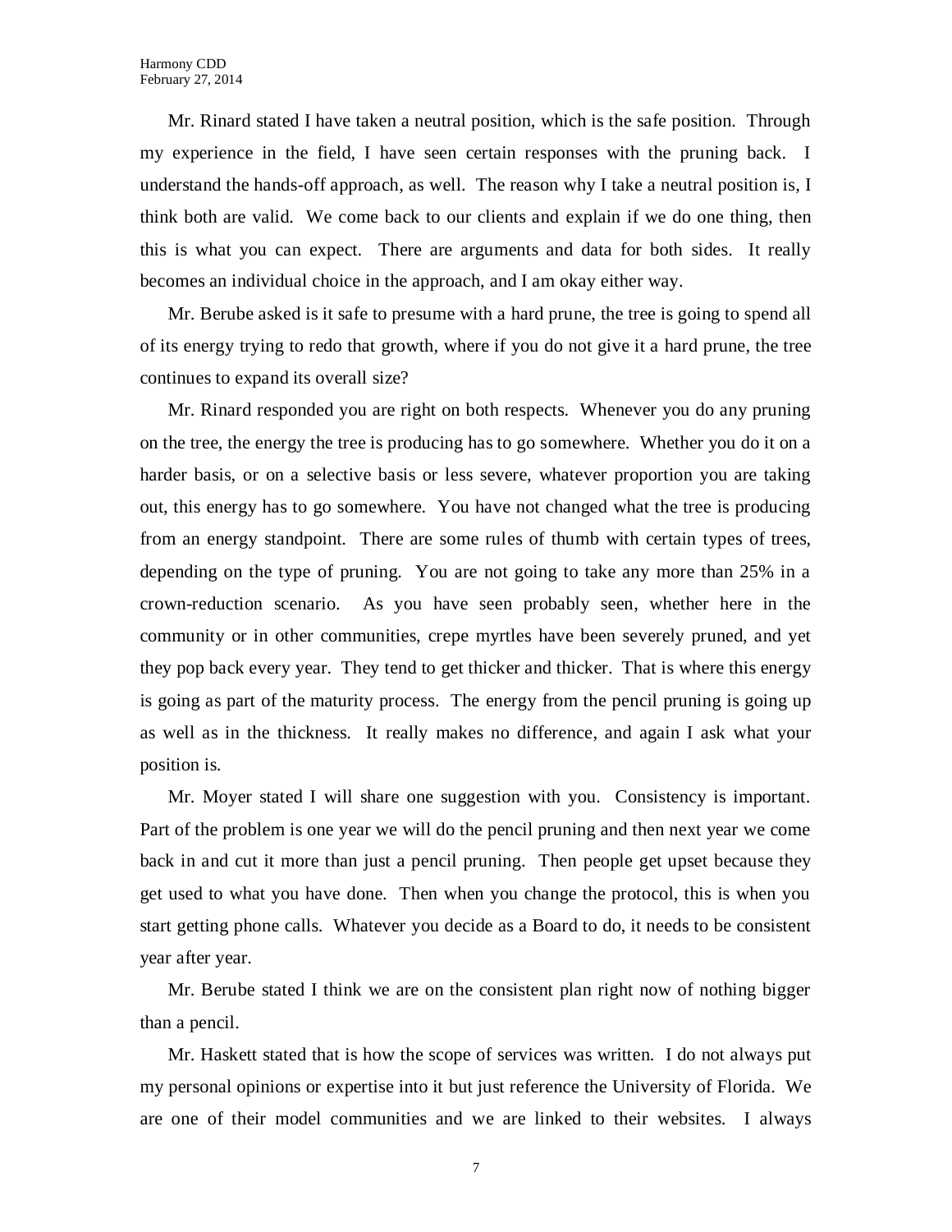Mr. Rinard stated I have taken a neutral position, which is the safe position. Through my experience in the field, I have seen certain responses with the pruning back. I understand the hands-off approach, as well. The reason why I take a neutral position is, I think both are valid. We come back to our clients and explain if we do one thing, then this is what you can expect. There are arguments and data for both sides. It really becomes an individual choice in the approach, and I am okay either way.

Mr. Berube asked is it safe to presume with a hard prune, the tree is going to spend all of its energy trying to redo that growth, where if you do not give it a hard prune, the tree continues to expand its overall size?

Mr. Rinard responded you are right on both respects. Whenever you do any pruning on the tree, the energy the tree is producing has to go somewhere. Whether you do it on a harder basis, or on a selective basis or less severe, whatever proportion you are taking out, this energy has to go somewhere. You have not changed what the tree is producing from an energy standpoint. There are some rules of thumb with certain types of trees, depending on the type of pruning. You are not going to take any more than 25% in a crown-reduction scenario. As you have seen probably seen, whether here in the community or in other communities, crepe myrtles have been severely pruned, and yet they pop back every year. They tend to get thicker and thicker. That is where this energy is going as part of the maturity process. The energy from the pencil pruning is going up as well as in the thickness. It really makes no difference, and again I ask what your position is.

Mr. Moyer stated I will share one suggestion with you. Consistency is important. Part of the problem is one year we will do the pencil pruning and then next year we come back in and cut it more than just a pencil pruning. Then people get upset because they get used to what you have done. Then when you change the protocol, this is when you start getting phone calls. Whatever you decide as a Board to do, it needs to be consistent year after year.

Mr. Berube stated I think we are on the consistent plan right now of nothing bigger than a pencil.

Mr. Haskett stated that is how the scope of services was written. I do not always put my personal opinions or expertise into it but just reference the University of Florida. We are one of their model communities and we are linked to their websites. I always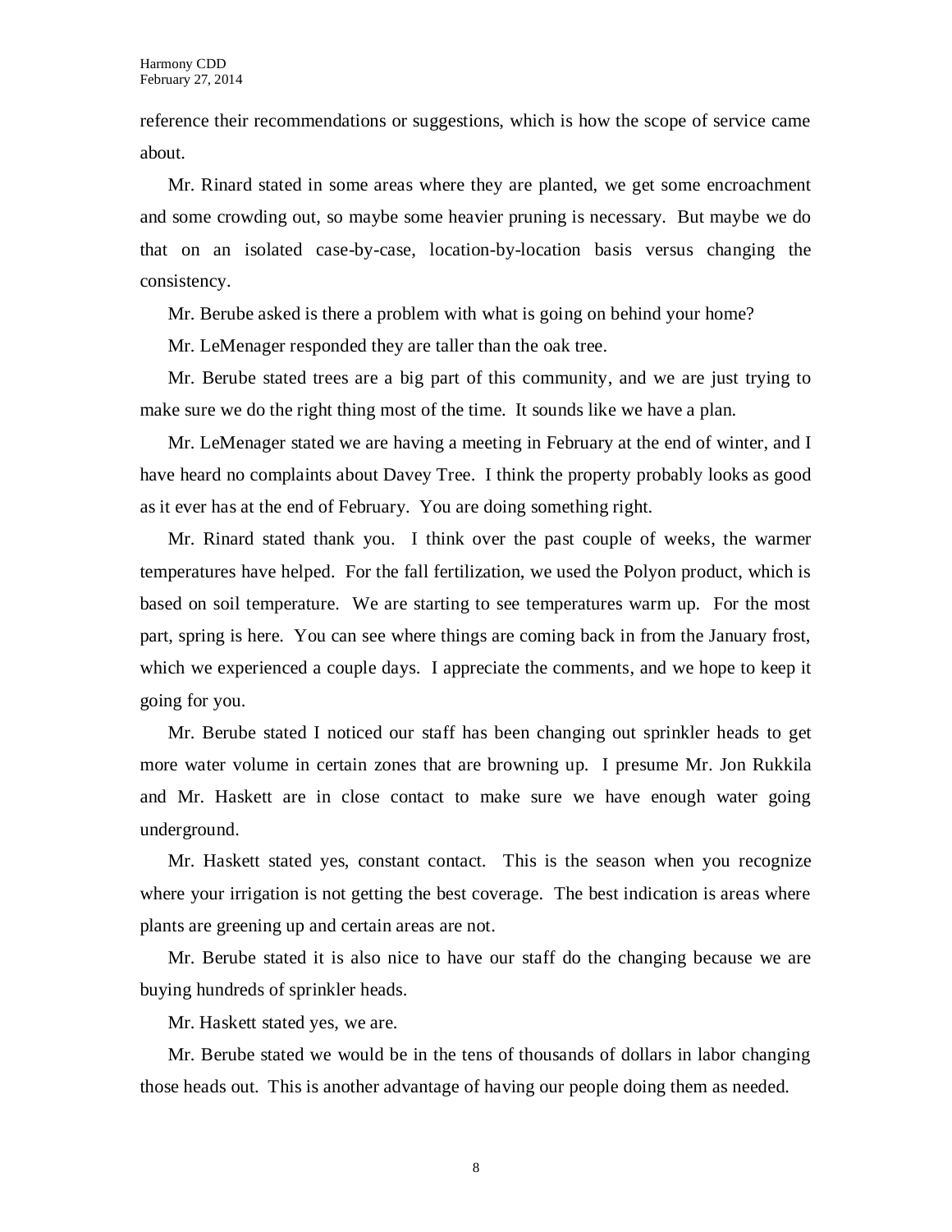reference their recommendations or suggestions, which is how the scope of service came about.

Mr. Rinard stated in some areas where they are planted, we get some encroachment and some crowding out, so maybe some heavier pruning is necessary. But maybe we do that on an isolated case-by-case, location-by-location basis versus changing the consistency.

Mr. Berube asked is there a problem with what is going on behind your home?

Mr. LeMenager responded they are taller than the oak tree.

Mr. Berube stated trees are a big part of this community, and we are just trying to make sure we do the right thing most of the time. It sounds like we have a plan.

Mr. LeMenager stated we are having a meeting in February at the end of winter, and I have heard no complaints about Davey Tree. I think the property probably looks as good as it ever has at the end of February. You are doing something right.

Mr. Rinard stated thank you. I think over the past couple of weeks, the warmer temperatures have helped. For the fall fertilization, we used the Polyon product, which is based on soil temperature. We are starting to see temperatures warm up. For the most part, spring is here. You can see where things are coming back in from the January frost, which we experienced a couple days. I appreciate the comments, and we hope to keep it going for you.

Mr. Berube stated I noticed our staff has been changing out sprinkler heads to get more water volume in certain zones that are browning up. I presume Mr. Jon Rukkila and Mr. Haskett are in close contact to make sure we have enough water going underground.

Mr. Haskett stated yes, constant contact. This is the season when you recognize where your irrigation is not getting the best coverage. The best indication is areas where plants are greening up and certain areas are not.

Mr. Berube stated it is also nice to have our staff do the changing because we are buying hundreds of sprinkler heads.

Mr. Haskett stated yes, we are.

Mr. Berube stated we would be in the tens of thousands of dollars in labor changing those heads out. This is another advantage of having our people doing them as needed.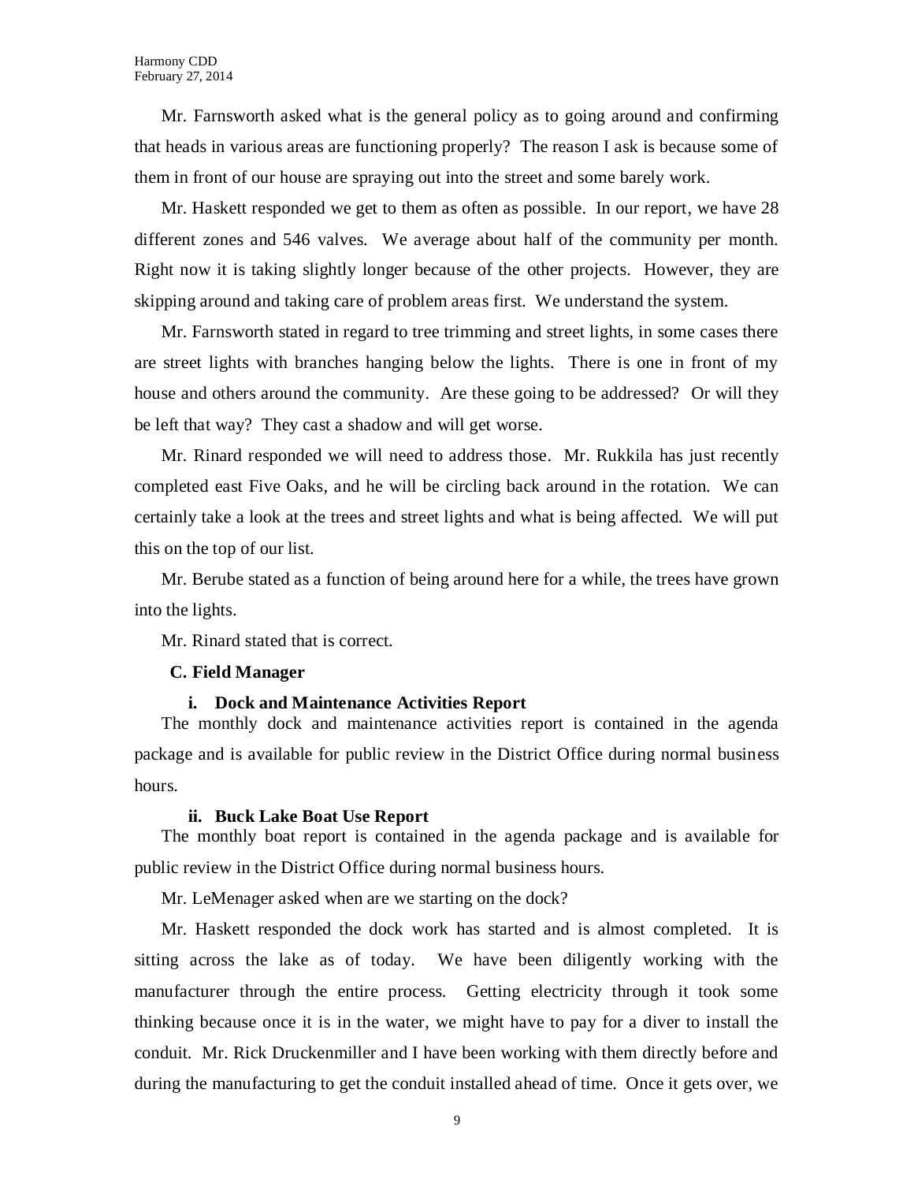Mr. Farnsworth asked what is the general policy as to going around and confirming that heads in various areas are functioning properly? The reason I ask is because some of them in front of our house are spraying out into the street and some barely work.

Mr. Haskett responded we get to them as often as possible. In our report, we have 28 different zones and 546 valves. We average about half of the community per month. Right now it is taking slightly longer because of the other projects. However, they are skipping around and taking care of problem areas first. We understand the system.

Mr. Farnsworth stated in regard to tree trimming and street lights, in some cases there are street lights with branches hanging below the lights. There is one in front of my house and others around the community. Are these going to be addressed? Or will they be left that way? They cast a shadow and will get worse.

Mr. Rinard responded we will need to address those. Mr. Rukkila has just recently completed east Five Oaks, and he will be circling back around in the rotation. We can certainly take a look at the trees and street lights and what is being affected. We will put this on the top of our list.

Mr. Berube stated as a function of being around here for a while, the trees have grown into the lights.

Mr. Rinard stated that is correct.

### C. Field Manager

#### i. Dock and Maintenance Activities Report

The monthly dock and maintenance activities report is contained in the agenda package and is available for public review in the District Office during normal business hours.

#### ii. Buck Lake Boat Use Report

The monthly boat report is contained in the agenda package and is available for public review in the District Office during normal business hours.

Mr. LeMenager asked when are we starting on the dock?

Mr. Haskett responded the dock work has started and is almost completed. It is sitting across the lake as of today. We have been diligently working with the manufacturer through the entire process. Getting electricity through it took some thinking because once it is in the water, we might have to pay for a diver to install the conduit. Mr. Rick Druckenmiller and I have been working with them directly before and during the manufacturing to get the conduit installed ahead of time. Once it gets over, we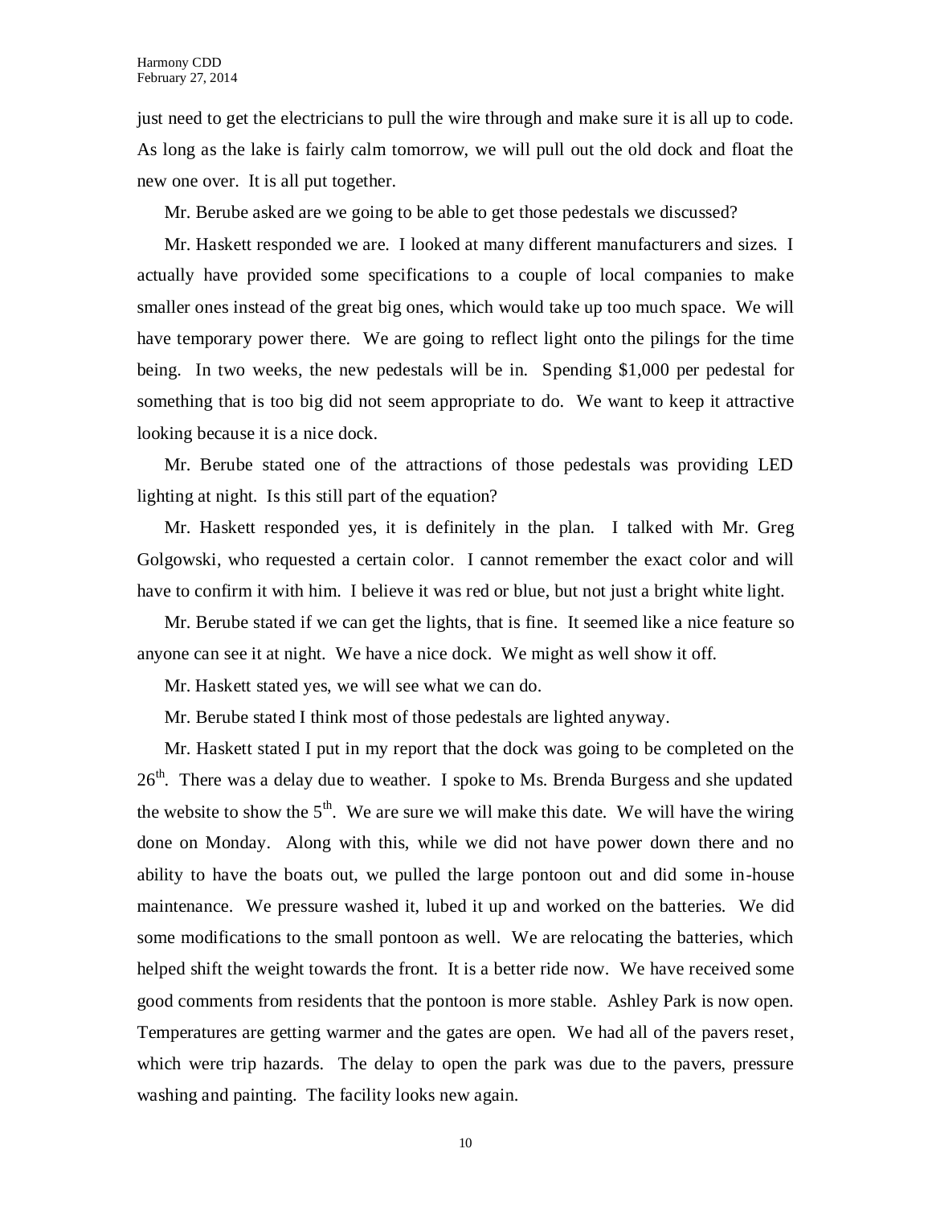just need to get the electricians to pull the wire through and make sure it is all up to code. As long as the lake is fairly calm tomorrow, we will pull out the old dock and float the new one over. It is all put together.

Mr. Berube asked are we going to be able to get those pedestals we discussed?

Mr. Haskett responded we are. I looked at many different manufacturers and sizes. I actually have provided some specifications to a couple of local companies to make smaller ones instead of the great big ones, which would take up too much space. We will have temporary power there. We are going to reflect light onto the pilings for the time being. In two weeks, the new pedestals will be in. Spending $1,000 per pedestal for something that is too big did not seem appropriate to do. We want to keep it attractive looking because it is a nice dock.

Mr. Berube stated one of the attractions of those pedestals was providing LED lighting at night. Is this still part of the equation?

Mr. Haskett responded yes, it is definitely in the plan. I talked with Mr. Greg Golgowski, who requested a certain color. I cannot remember the exact color and will have to confirm it with him. I believe it was red or blue, but not just a bright white light.

Mr. Berube stated if we can get the lights, that is fine. It seemed like a nice feature so anyone can see it at night. We have a nice dock. We might as well show it off.

Mr. Haskett stated yes, we will see what we can do.

Mr. Berube stated I think most of those pedestals are lighted anyway.

Mr. Haskett stated I put in my report that the dock was going to be completed on the 26th. There was a delay due to weather. I spoke to Ms. Brenda Burgess and she updated the website to show the 5th. We are sure we will make this date. We will have the wiring done on Monday. Along with this, while we did not have power down there and no ability to have the boats out, we pulled the large pontoon out and did some in-house maintenance. We pressure washed it, lubed it up and worked on the batteries. We did some modifications to the small pontoon as well. We are relocating the batteries, which helped shift the weight towards the front. It is a better ride now. We have received some good comments from residents that the pontoon is more stable. Ashley Park is now open. Temperatures are getting warmer and the gates are open. We had all of the pavers reset, which were trip hazards. The delay to open the park was due to the pavers, pressure washing and painting. The facility looks new again.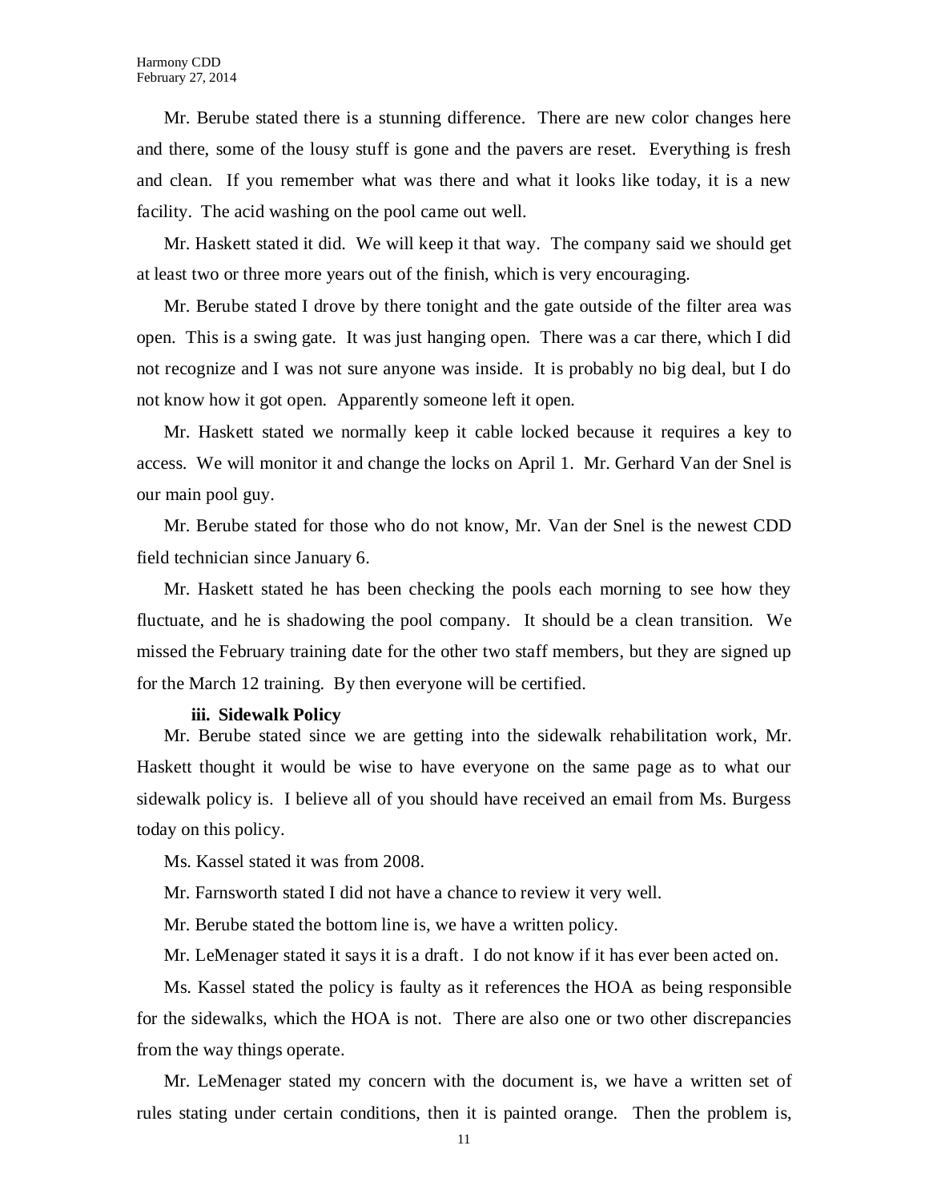Mr. Berube stated there is a stunning difference. There are new color changes here and there, some of the lousy stuff is gone and the pavers are reset. Everything is fresh and clean. If you remember what was there and what it looks like today, it is a new facility. The acid washing on the pool came out well.

Mr. Haskett stated it did. We will keep it that way. The company said we should get at least two or three more years out of the finish, which is very encouraging.

Mr. Berube stated I drove by there tonight and the gate outside of the filter area was open. This is a swing gate. It was just hanging open. There was a car there, which I did not recognize and I was not sure anyone was inside. It is probably no big deal, but I do not know how it got open. Apparently someone left it open.

Mr. Haskett stated we normally keep it cable locked because it requires a key to access. We will monitor it and change the locks on April 1. Mr. Gerhard Van der Snel is our main pool guy.

Mr. Berube stated for those who do not know, Mr. Van der Snel is the newest CDD field technician since January 6.

Mr. Haskett stated he has been checking the pools each morning to see how they fluctuate, and he is shadowing the pool company. It should be a clean transition. We missed the February training date for the other two staff members, but they are signed up for the March 12 training. By then everyone will be certified.

**iii. Sidewalk Policy**

Mr. Berube stated since we are getting into the sidewalk rehabilitation work, Mr. Haskett thought it would be wise to have everyone on the same page as to what our sidewalk policy is. I believe all of you should have received an email from Ms. Burgess today on this policy.

Ms. Kassel stated it was from 2008.

Mr. Farnsworth stated I did not have a chance to review it very well.

Mr. Berube stated the bottom line is, we have a written policy.

Mr. LeMenager stated it says it is a draft. I do not know if it has ever been acted on.

Ms. Kassel stated the policy is faulty as it references the HOA as being responsible for the sidewalks, which the HOA is not. There are also one or two other discrepancies from the way things operate.

Mr. LeMenager stated my concern with the document is, we have a written set of rules stating under certain conditions, then it is painted orange. Then the problem is,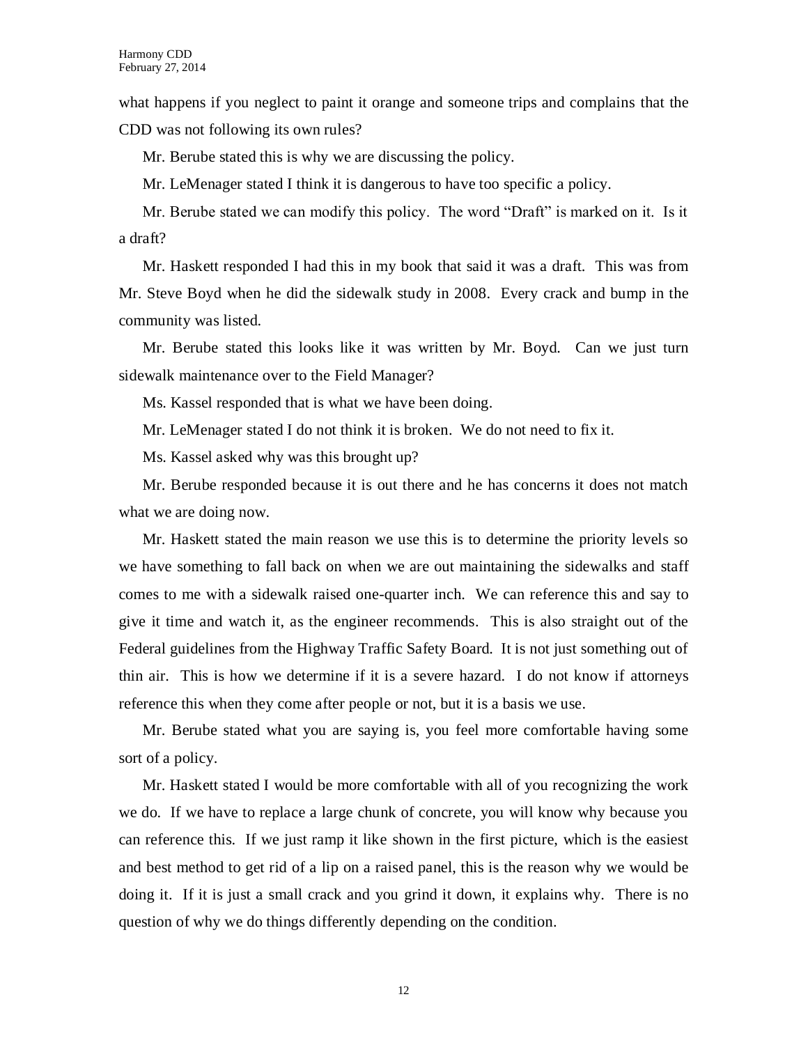what happens if you neglect to paint it orange and someone trips and complains that the CDD was not following its own rules?

Mr. Berube stated this is why we are discussing the policy.

Mr. LeMenager stated I think it is dangerous to have too specific a policy.

Mr. Berube stated we can modify this policy. The word "Draft" is marked on it. Is it a draft?

Mr. Haskett responded I had this in my book that said it was a draft. This was from Mr. Steve Boyd when he did the sidewalk study in 2008. Every crack and bump in the community was listed.

Mr. Berube stated this looks like it was written by Mr. Boyd. Can we just turn sidewalk maintenance over to the Field Manager?

Ms. Kassel responded that is what we have been doing.

Mr. LeMenager stated I do not think it is broken. We do not need to fix it.

Ms. Kassel asked why was this brought up?

Mr. Berube responded because it is out there and he has concerns it does not match what we are doing now.

Mr. Haskett stated the main reason we use this is to determine the priority levels so we have something to fall back on when we are out maintaining the sidewalks and staff comes to me with a sidewalk raised one-quarter inch. We can reference this and say to give it time and watch it, as the engineer recommends. This is also straight out of the Federal guidelines from the Highway Traffic Safety Board. It is not just something out of thin air. This is how we determine if it is a severe hazard. I do not know if attorneys reference this when they come after people or not, but it is a basis we use.

Mr. Berube stated what you are saying is, you feel more comfortable having some sort of a policy.

Mr. Haskett stated I would be more comfortable with all of you recognizing the work we do. If we have to replace a large chunk of concrete, you will know why because you can reference this. If we just ramp it like shown in the first picture, which is the easiest and best method to get rid of a lip on a raised panel, this is the reason why we would be doing it. If it is just a small crack and you grind it down, it explains why. There is no question of why we do things differently depending on the condition.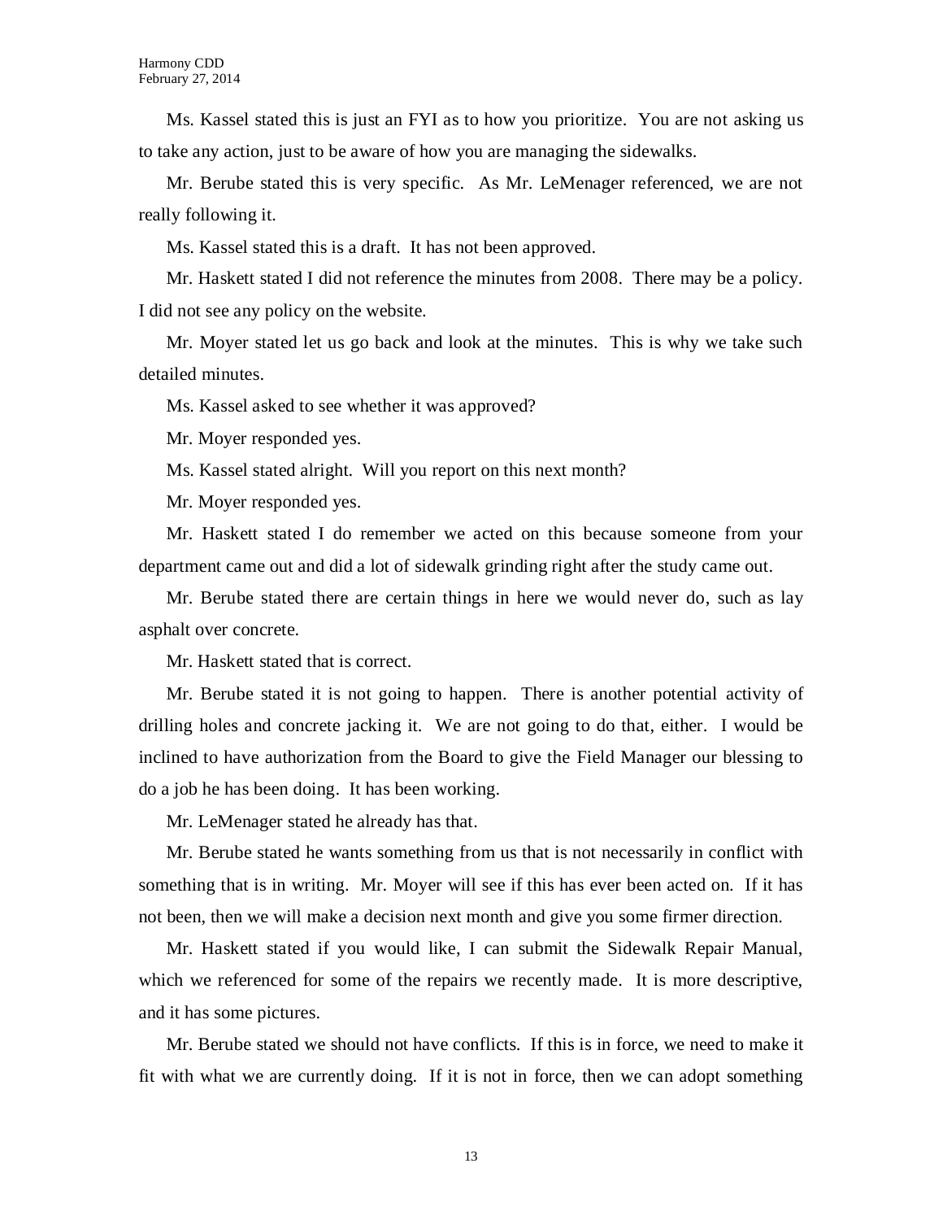Ms. Kassel stated this is just an FYI as to how you prioritize. You are not asking us to take any action, just to be aware of how you are managing the sidewalks.

Mr. Berube stated this is very specific. As Mr. LeMenager referenced, we are not really following it.

Ms. Kassel stated this is a draft. It has not been approved.

Mr. Haskett stated I did not reference the minutes from 2008. There may be a policy. I did not see any policy on the website.

Mr. Moyer stated let us go back and look at the minutes. This is why we take such detailed minutes.

Ms. Kassel asked to see whether it was approved?

Mr. Moyer responded yes.

Ms. Kassel stated alright. Will you report on this next month?

Mr. Moyer responded yes.

Mr. Haskett stated I do remember we acted on this because someone from your department came out and did a lot of sidewalk grinding right after the study came out.

Mr. Berube stated there are certain things in here we would never do, such as lay asphalt over concrete.

Mr. Haskett stated that is correct.

Mr. Berube stated it is not going to happen. There is another potential activity of drilling holes and concrete jacking it. We are not going to do that, either. I would be inclined to have authorization from the Board to give the Field Manager our blessing to do a job he has been doing. It has been working.

Mr. LeMenager stated he already has that.

Mr. Berube stated he wants something from us that is not necessarily in conflict with something that is in writing. Mr. Moyer will see if this has ever been acted on. If it has not been, then we will make a decision next month and give you some firmer direction.

Mr. Haskett stated if you would like, I can submit the Sidewalk Repair Manual, which we referenced for some of the repairs we recently made. It is more descriptive, and it has some pictures.

Mr. Berube stated we should not have conflicts. If this is in force, we need to make it fit with what we are currently doing. If it is not in force, then we can adopt something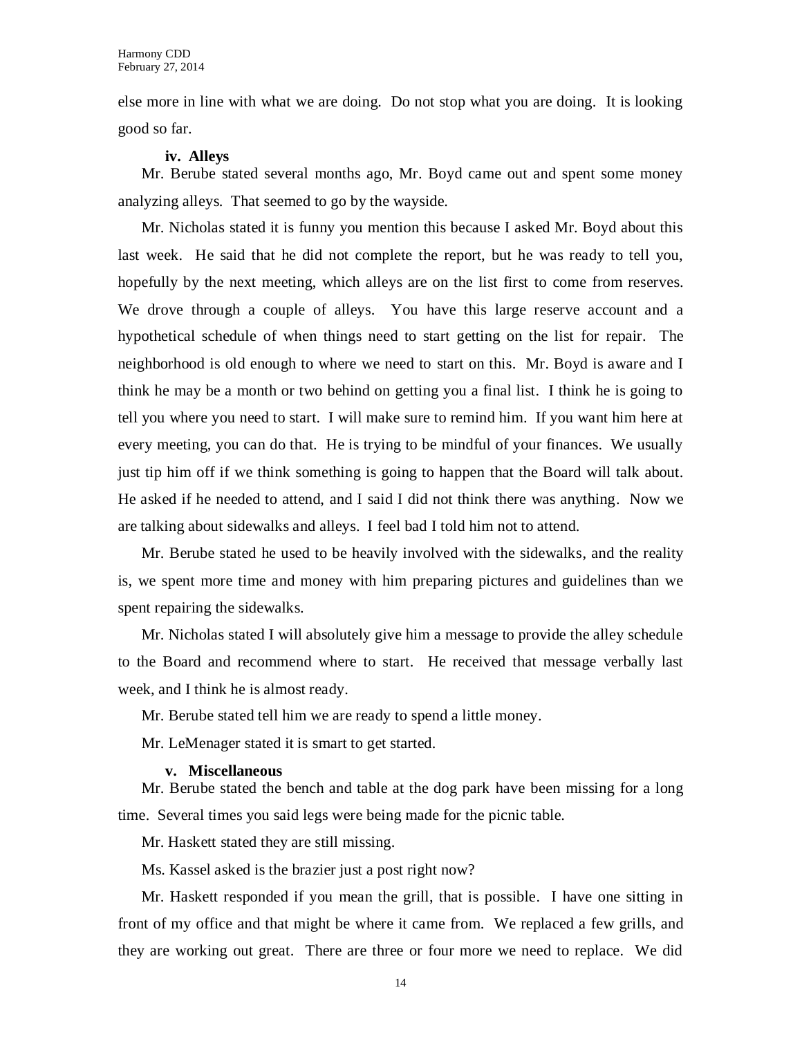else more in line with what we are doing. Do not stop what you are doing. It is looking good so far.

**iv. Alleys**

Mr. Berube stated several months ago, Mr. Boyd came out and spent some money analyzing alleys. That seemed to go by the wayside.

Mr. Nicholas stated it is funny you mention this because I asked Mr. Boyd about this last week. He said that he did not complete the report, but he was ready to tell you, hopefully by the next meeting, which alleys are on the list first to come from reserves. We drove through a couple of alleys. You have this large reserve account and a hypothetical schedule of when things need to start getting on the list for repair. The neighborhood is old enough to where we need to start on this. Mr. Boyd is aware and I think he may be a month or two behind on getting you a final list. I think he is going to tell you where you need to start. I will make sure to remind him. If you want him here at every meeting, you can do that. He is trying to be mindful of your finances. We usually just tip him off if we think something is going to happen that the Board will talk about. He asked if he needed to attend, and I said I did not think there was anything. Now we are talking about sidewalks and alleys. I feel bad I told him not to attend.

Mr. Berube stated he used to be heavily involved with the sidewalks, and the reality is, we spent more time and money with him preparing pictures and guidelines than we spent repairing the sidewalks.

Mr. Nicholas stated I will absolutely give him a message to provide the alley schedule to the Board and recommend where to start. He received that message verbally last week, and I think he is almost ready.

Mr. Berube stated tell him we are ready to spend a little money.

Mr. LeMenager stated it is smart to get started.

**v. Miscellaneous**

Mr. Berube stated the bench and table at the dog park have been missing for a long time. Several times you said legs were being made for the picnic table.

Mr. Haskett stated they are still missing.

Ms. Kassel asked is the brazier just a post right now?

Mr. Haskett responded if you mean the grill, that is possible. I have one sitting in front of my office and that might be where it came from. We replaced a few grills, and they are working out great. There are three or four more we need to replace. We did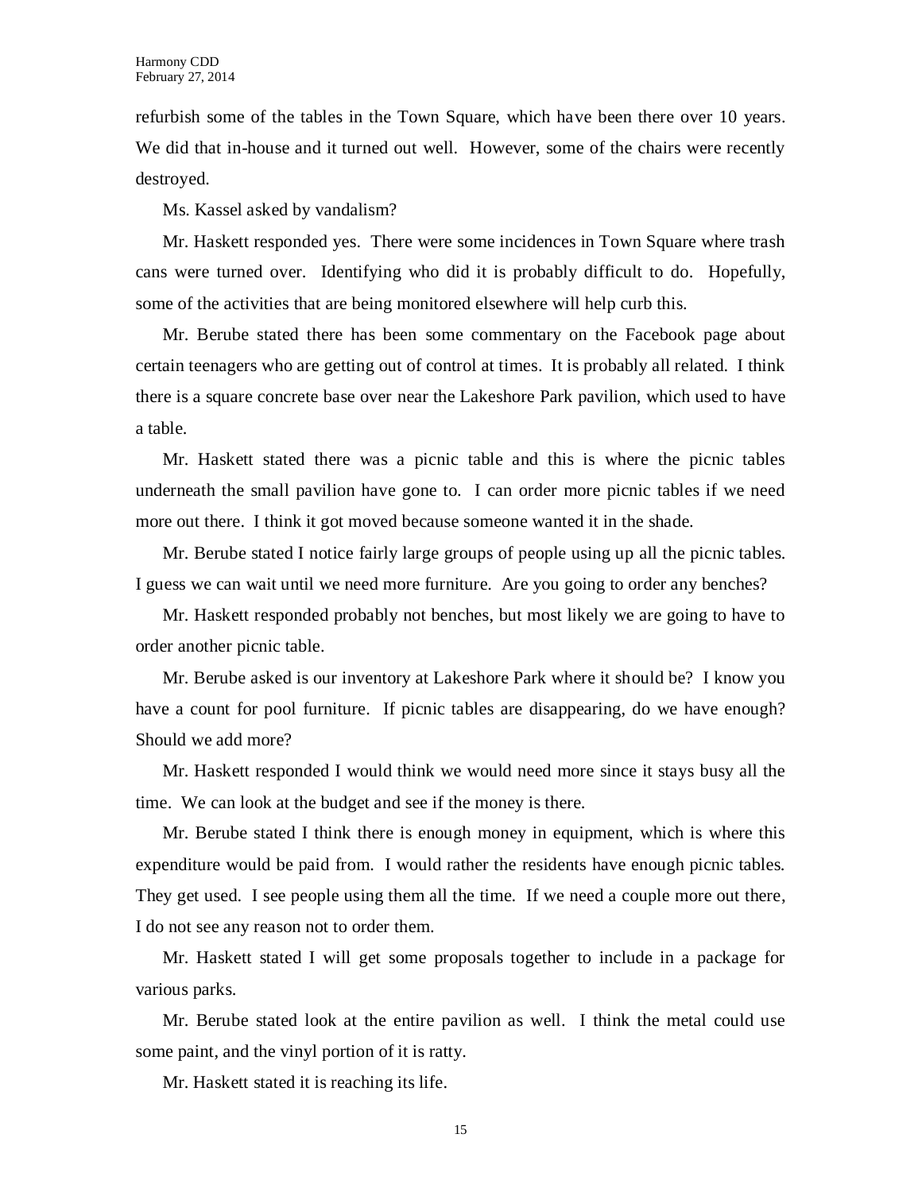refurbish some of the tables in the Town Square, which have been there over 10 years. We did that in-house and it turned out well. However, some of the chairs were recently destroyed.

Ms. Kassel asked by vandalism?

Mr. Haskett responded yes. There were some incidences in Town Square where trash cans were turned over. Identifying who did it is probably difficult to do. Hopefully, some of the activities that are being monitored elsewhere will help curb this.

Mr. Berube stated there has been some commentary on the Facebook page about certain teenagers who are getting out of control at times. It is probably all related. I think there is a square concrete base over near the Lakeshore Park pavilion, which used to have a table.

Mr. Haskett stated there was a picnic table and this is where the picnic tables underneath the small pavilion have gone to. I can order more picnic tables if we need more out there. I think it got moved because someone wanted it in the shade.

Mr. Berube stated I notice fairly large groups of people using up all the picnic tables. I guess we can wait until we need more furniture. Are you going to order any benches?

Mr. Haskett responded probably not benches, but most likely we are going to have to order another picnic table.

Mr. Berube asked is our inventory at Lakeshore Park where it should be? I know you have a count for pool furniture. If picnic tables are disappearing, do we have enough? Should we add more?

Mr. Haskett responded I would think we would need more since it stays busy all the time. We can look at the budget and see if the money is there.

Mr. Berube stated I think there is enough money in equipment, which is where this expenditure would be paid from. I would rather the residents have enough picnic tables. They get used. I see people using them all the time. If we need a couple more out there, I do not see any reason not to order them.

Mr. Haskett stated I will get some proposals together to include in a package for various parks.

Mr. Berube stated look at the entire pavilion as well. I think the metal could use some paint, and the vinyl portion of it is ratty.

Mr. Haskett stated it is reaching its life.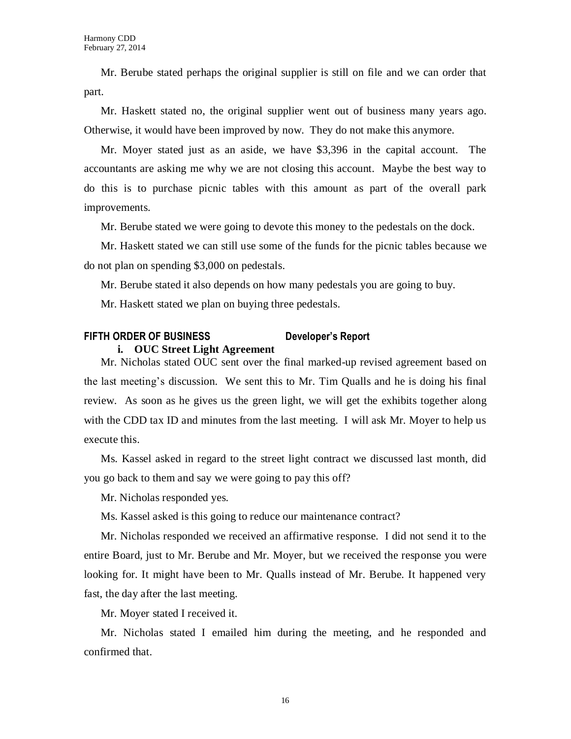Mr. Berube stated perhaps the original supplier is still on file and we can order that part.

Mr. Haskett stated no, the original supplier went out of business many years ago. Otherwise, it would have been improved by now. They do not make this anymore.

Mr. Moyer stated just as an aside, we have $3,396 in the capital account. The accountants are asking me why we are not closing this account. Maybe the best way to do this is to purchase picnic tables with this amount as part of the overall park improvements.

Mr. Berube stated we were going to devote this money to the pedestals on the dock.

Mr. Haskett stated we can still use some of the funds for the picnic tables because we do not plan on spending $3,000 on pedestals.

Mr. Berube stated it also depends on how many pedestals you are going to buy.

Mr. Haskett stated we plan on buying three pedestals.

## FIFTH ORDER OF BUSINESS — Developer's Report

**i. OUC Street Light Agreement**

Mr. Nicholas stated OUC sent over the final marked-up revised agreement based on the last meeting's discussion. We sent this to Mr. Tim Qualls and he is doing his final review. As soon as he gives us the green light, we will get the exhibits together along with the CDD tax ID and minutes from the last meeting. I will ask Mr. Moyer to help us execute this.

Ms. Kassel asked in regard to the street light contract we discussed last month, did you go back to them and say we were going to pay this off?

Mr. Nicholas responded yes.

Ms. Kassel asked is this going to reduce our maintenance contract?

Mr. Nicholas responded we received an affirmative response. I did not send it to the entire Board, just to Mr. Berube and Mr. Moyer, but we received the response you were looking for. It might have been to Mr. Qualls instead of Mr. Berube. It happened very fast, the day after the last meeting.

Mr. Moyer stated I received it.

Mr. Nicholas stated I emailed him during the meeting, and he responded and confirmed that.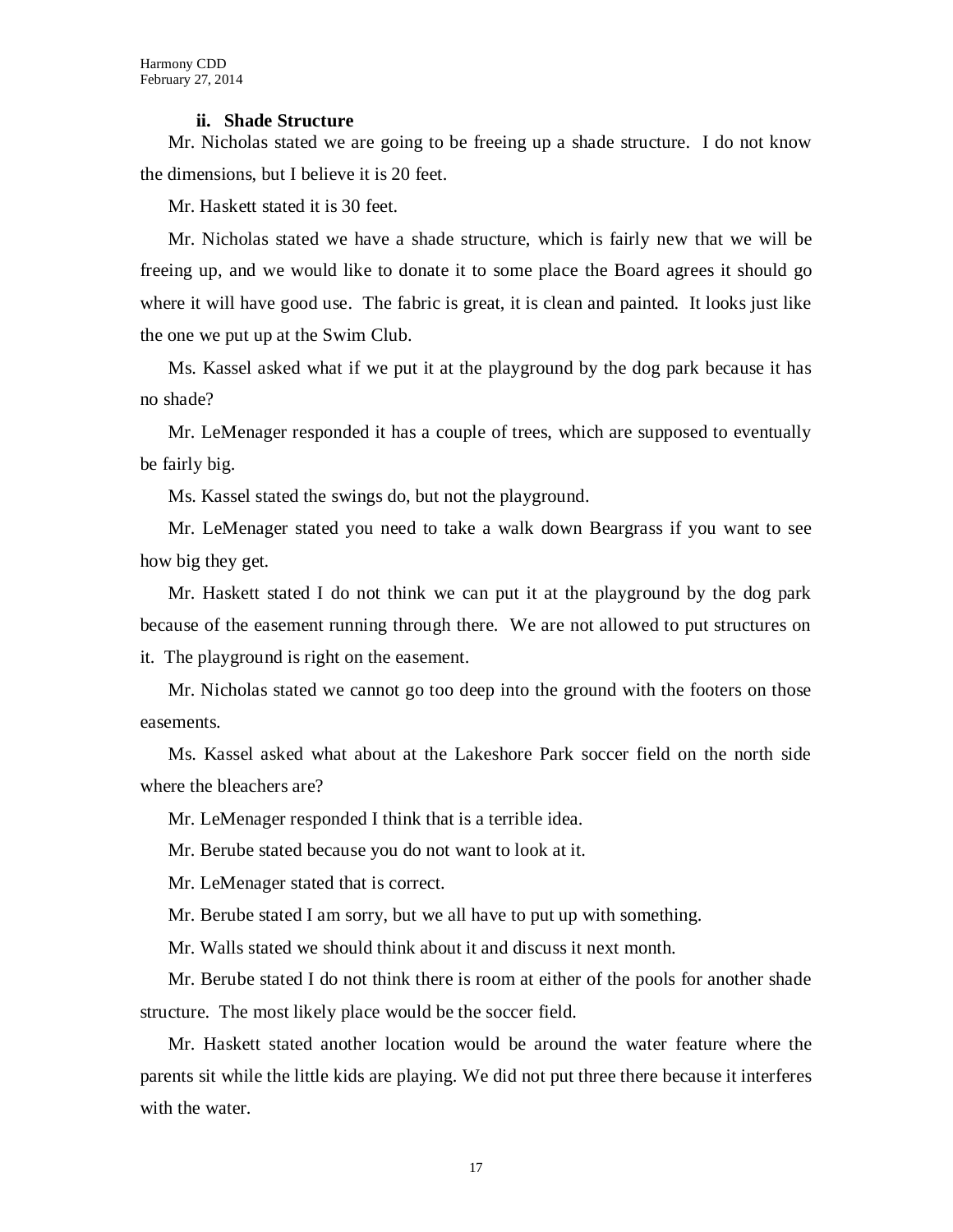### ii. Shade Structure

Mr. Nicholas stated we are going to be freeing up a shade structure. I do not know the dimensions, but I believe it is 20 feet.

Mr. Haskett stated it is 30 feet.

Mr. Nicholas stated we have a shade structure, which is fairly new that we will be freeing up, and we would like to donate it to some place the Board agrees it should go where it will have good use. The fabric is great, it is clean and painted. It looks just like the one we put up at the Swim Club.

Ms. Kassel asked what if we put it at the playground by the dog park because it has no shade?

Mr. LeMenager responded it has a couple of trees, which are supposed to eventually be fairly big.

Ms. Kassel stated the swings do, but not the playground.

Mr. LeMenager stated you need to take a walk down Beargrass if you want to see how big they get.

Mr. Haskett stated I do not think we can put it at the playground by the dog park because of the easement running through there. We are not allowed to put structures on it. The playground is right on the easement.

Mr. Nicholas stated we cannot go too deep into the ground with the footers on those easements.

Ms. Kassel asked what about at the Lakeshore Park soccer field on the north side where the bleachers are?

Mr. LeMenager responded I think that is a terrible idea.

Mr. Berube stated because you do not want to look at it.

Mr. LeMenager stated that is correct.

Mr. Berube stated I am sorry, but we all have to put up with something.

Mr. Walls stated we should think about it and discuss it next month.

Mr. Berube stated I do not think there is room at either of the pools for another shade structure. The most likely place would be the soccer field.

Mr. Haskett stated another location would be around the water feature where the parents sit while the little kids are playing. We did not put three there because it interferes with the water.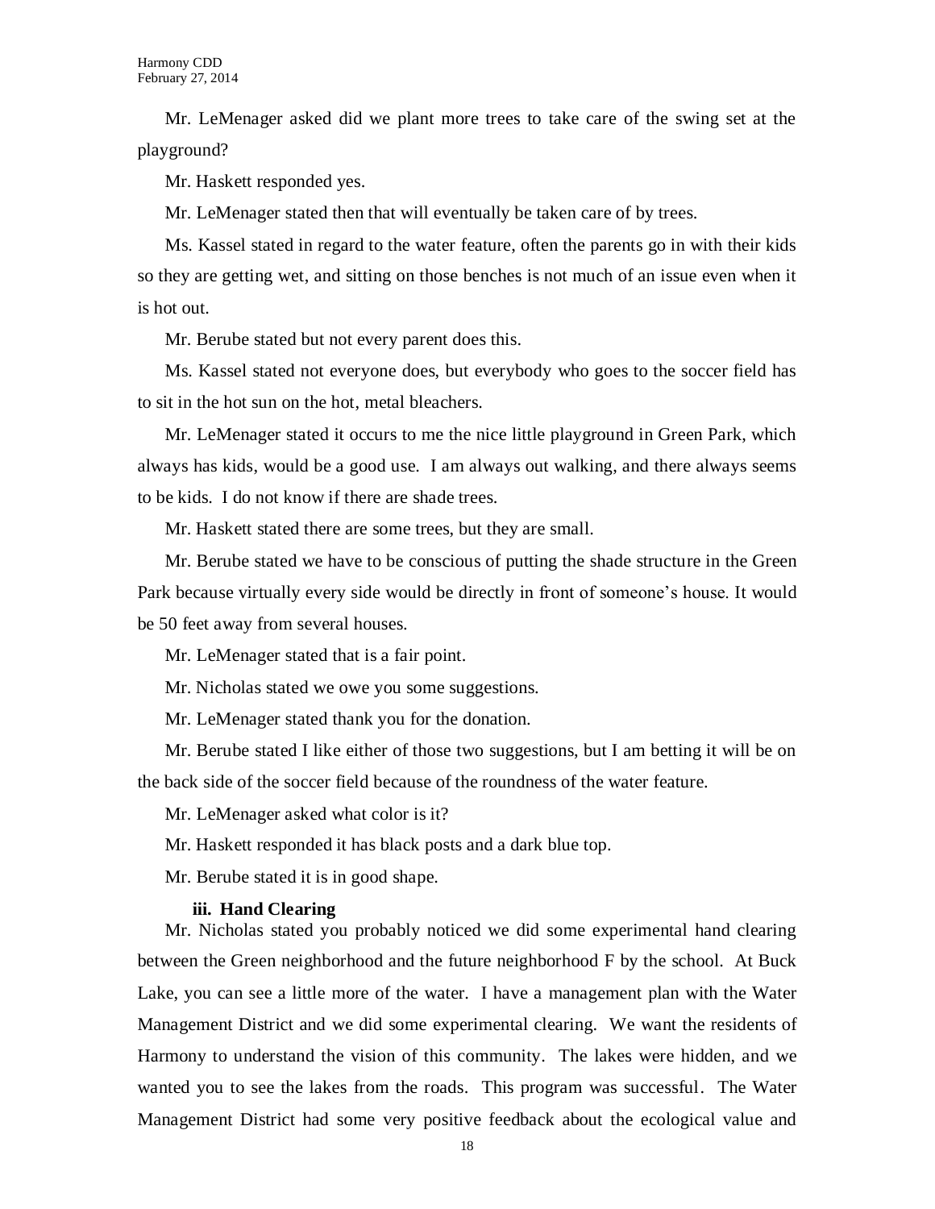Mr. LeMenager asked did we plant more trees to take care of the swing set at the playground?

Mr. Haskett responded yes.

Mr. LeMenager stated then that will eventually be taken care of by trees.

Ms. Kassel stated in regard to the water feature, often the parents go in with their kids so they are getting wet, and sitting on those benches is not much of an issue even when it is hot out.

Mr. Berube stated but not every parent does this.

Ms. Kassel stated not everyone does, but everybody who goes to the soccer field has to sit in the hot sun on the hot, metal bleachers.

Mr. LeMenager stated it occurs to me the nice little playground in Green Park, which always has kids, would be a good use. I am always out walking, and there always seems to be kids. I do not know if there are shade trees.

Mr. Haskett stated there are some trees, but they are small.

Mr. Berube stated we have to be conscious of putting the shade structure in the Green Park because virtually every side would be directly in front of someone's house. It would be 50 feet away from several houses.

Mr. LeMenager stated that is a fair point.

Mr. Nicholas stated we owe you some suggestions.

Mr. LeMenager stated thank you for the donation.

Mr. Berube stated I like either of those two suggestions, but I am betting it will be on the back side of the soccer field because of the roundness of the water feature.

Mr. LeMenager asked what color is it?

Mr. Haskett responded it has black posts and a dark blue top.

Mr. Berube stated it is in good shape.

**iii. Hand Clearing**

Mr. Nicholas stated you probably noticed we did some experimental hand clearing between the Green neighborhood and the future neighborhood F by the school. At Buck Lake, you can see a little more of the water. I have a management plan with the Water Management District and we did some experimental clearing. We want the residents of Harmony to understand the vision of this community. The lakes were hidden, and we wanted you to see the lakes from the roads. This program was successful. The Water Management District had some very positive feedback about the ecological value and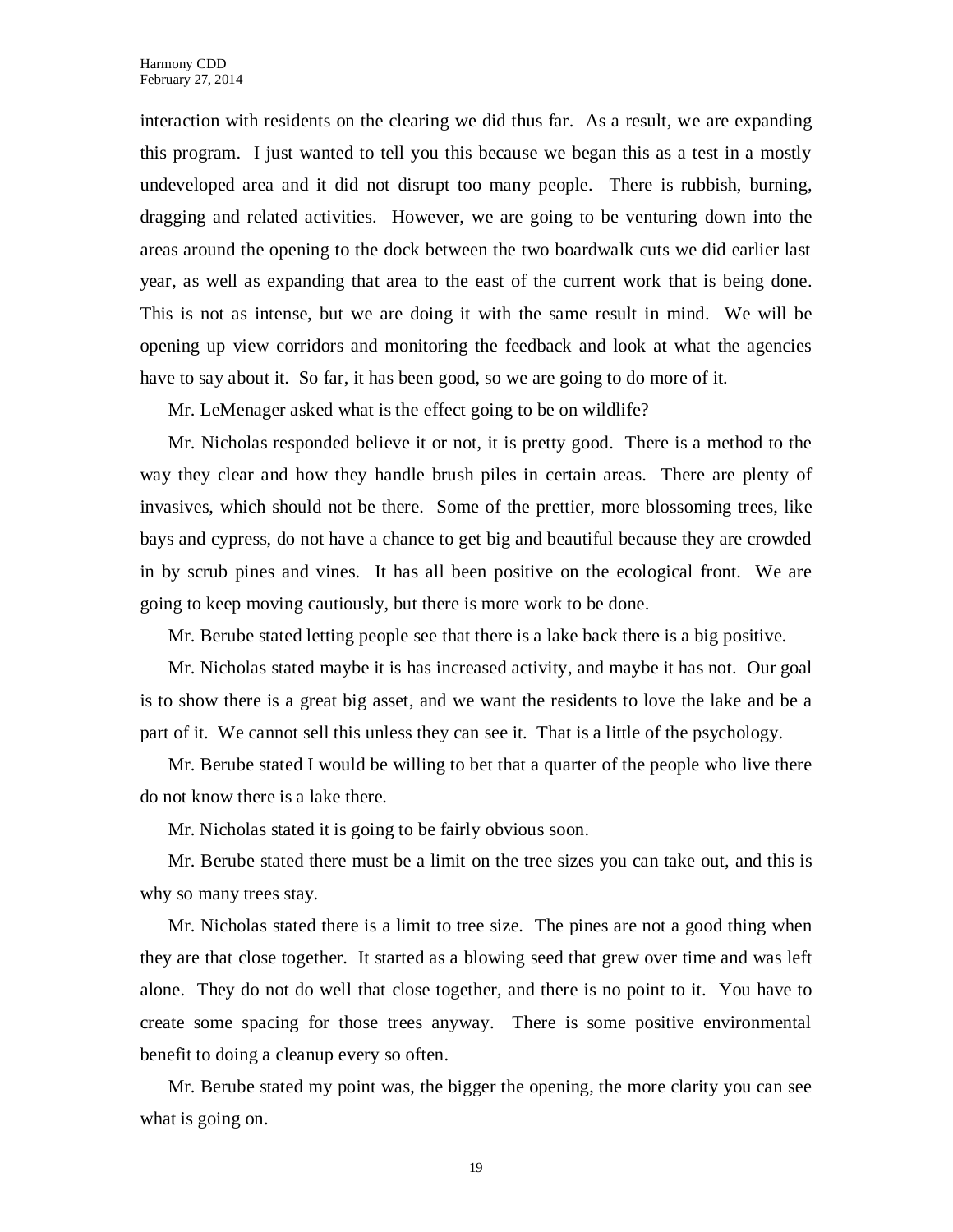interaction with residents on the clearing we did thus far. As a result, we are expanding this program. I just wanted to tell you this because we began this as a test in a mostly undeveloped area and it did not disrupt too many people. There is rubbish, burning, dragging and related activities. However, we are going to be venturing down into the areas around the opening to the dock between the two boardwalk cuts we did earlier last year, as well as expanding that area to the east of the current work that is being done. This is not as intense, but we are doing it with the same result in mind. We will be opening up view corridors and monitoring the feedback and look at what the agencies have to say about it. So far, it has been good, so we are going to do more of it.

Mr. LeMenager asked what is the effect going to be on wildlife?

Mr. Nicholas responded believe it or not, it is pretty good. There is a method to the way they clear and how they handle brush piles in certain areas. There are plenty of invasives, which should not be there. Some of the prettier, more blossoming trees, like bays and cypress, do not have a chance to get big and beautiful because they are crowded in by scrub pines and vines. It has all been positive on the ecological front. We are going to keep moving cautiously, but there is more work to be done.

Mr. Berube stated letting people see that there is a lake back there is a big positive.

Mr. Nicholas stated maybe it is has increased activity, and maybe it has not. Our goal is to show there is a great big asset, and we want the residents to love the lake and be a part of it. We cannot sell this unless they can see it. That is a little of the psychology.

Mr. Berube stated I would be willing to bet that a quarter of the people who live there do not know there is a lake there.

Mr. Nicholas stated it is going to be fairly obvious soon.

Mr. Berube stated there must be a limit on the tree sizes you can take out, and this is why so many trees stay.

Mr. Nicholas stated there is a limit to tree size. The pines are not a good thing when they are that close together. It started as a blowing seed that grew over time and was left alone. They do not do well that close together, and there is no point to it. You have to create some spacing for those trees anyway. There is some positive environmental benefit to doing a cleanup every so often.

Mr. Berube stated my point was, the bigger the opening, the more clarity you can see what is going on.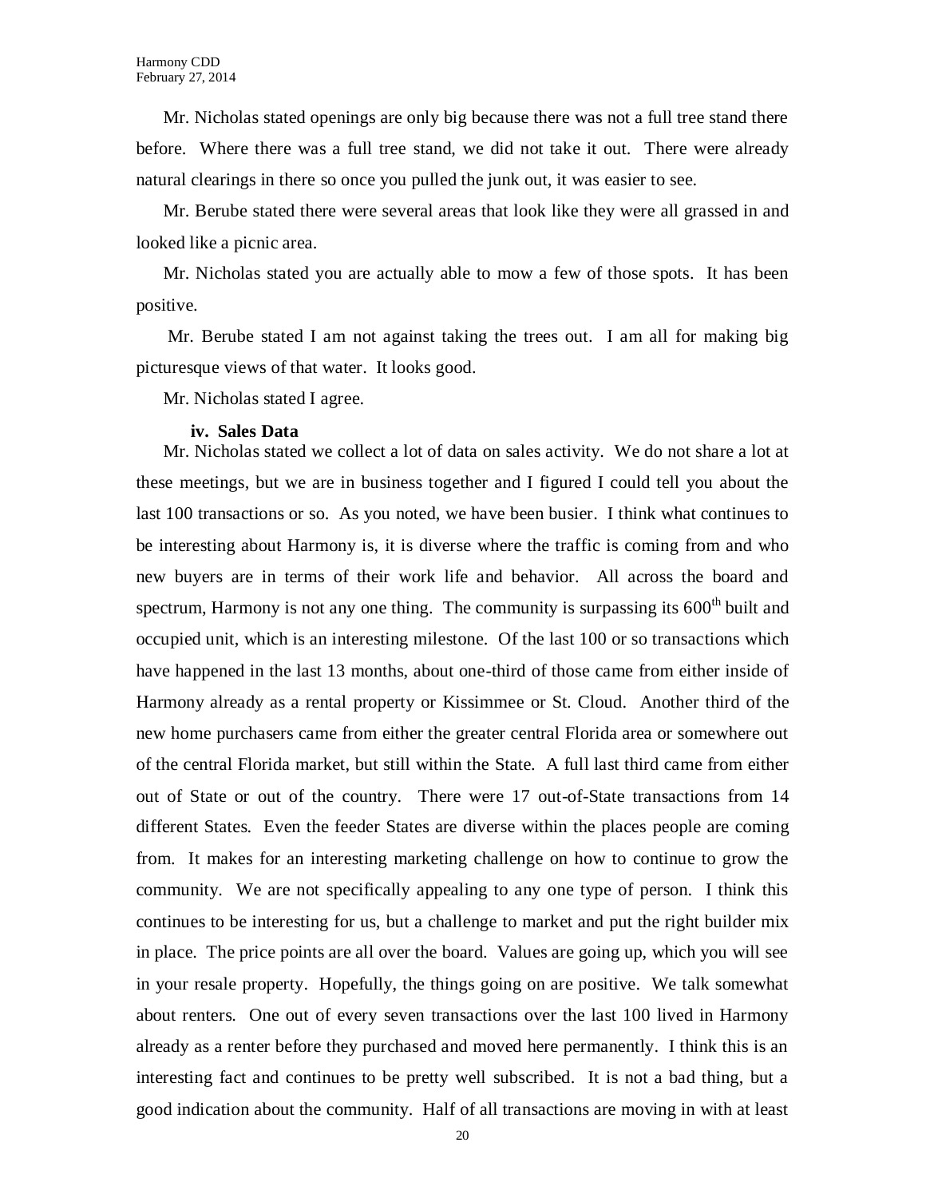Mr. Nicholas stated openings are only big because there was not a full tree stand there before. Where there was a full tree stand, we did not take it out. There were already natural clearings in there so once you pulled the junk out, it was easier to see.

Mr. Berube stated there were several areas that look like they were all grassed in and looked like a picnic area.

Mr. Nicholas stated you are actually able to mow a few of those spots. It has been positive.

Mr. Berube stated I am not against taking the trees out. I am all for making big picturesque views of that water. It looks good.

Mr. Nicholas stated I agree.

**iv. Sales Data**

Mr. Nicholas stated we collect a lot of data on sales activity. We do not share a lot at these meetings, but we are in business together and I figured I could tell you about the last 100 transactions or so. As you noted, we have been busier. I think what continues to be interesting about Harmony is, it is diverse where the traffic is coming from and who new buyers are in terms of their work life and behavior. All across the board and spectrum, Harmony is not any one thing. The community is surpassing its 600th built and occupied unit, which is an interesting milestone. Of the last 100 or so transactions which have happened in the last 13 months, about one-third of those came from either inside of Harmony already as a rental property or Kissimmee or St. Cloud. Another third of the new home purchasers came from either the greater central Florida area or somewhere out of the central Florida market, but still within the State. A full last third came from either out of State or out of the country. There were 17 out-of-State transactions from 14 different States. Even the feeder States are diverse within the places people are coming from. It makes for an interesting marketing challenge on how to continue to grow the community. We are not specifically appealing to any one type of person. I think this continues to be interesting for us, but a challenge to market and put the right builder mix in place. The price points are all over the board. Values are going up, which you will see in your resale property. Hopefully, the things going on are positive. We talk somewhat about renters. One out of every seven transactions over the last 100 lived in Harmony already as a renter before they purchased and moved here permanently. I think this is an interesting fact and continues to be pretty well subscribed. It is not a bad thing, but a good indication about the community. Half of all transactions are moving in with at least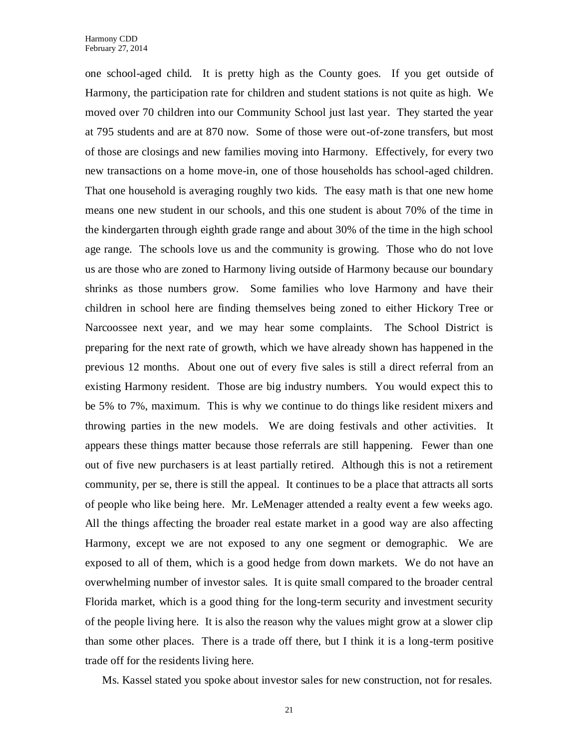one school-aged child. It is pretty high as the County goes. If you get outside of Harmony, the participation rate for children and student stations is not quite as high. We moved over 70 children into our Community School just last year. They started the year at 795 students and are at 870 now. Some of those were out-of-zone transfers, but most of those are closings and new families moving into Harmony. Effectively, for every two new transactions on a home move-in, one of those households has school-aged children. That one household is averaging roughly two kids. The easy math is that one new home means one new student in our schools, and this one student is about 70% of the time in the kindergarten through eighth grade range and about 30% of the time in the high school age range. The schools love us and the community is growing. Those who do not love us are those who are zoned to Harmony living outside of Harmony because our boundary shrinks as those numbers grow. Some families who love Harmony and have their children in school here are finding themselves being zoned to either Hickory Tree or Narcoossee next year, and we may hear some complaints. The School District is preparing for the next rate of growth, which we have already shown has happened in the previous 12 months. About one out of every five sales is still a direct referral from an existing Harmony resident. Those are big industry numbers. You would expect this to be 5% to 7%, maximum. This is why we continue to do things like resident mixers and throwing parties in the new models. We are doing festivals and other activities. It appears these things matter because those referrals are still happening. Fewer than one out of five new purchasers is at least partially retired. Although this is not a retirement community, per se, there is still the appeal. It continues to be a place that attracts all sorts of people who like being here. Mr. LeMenager attended a realty event a few weeks ago. All the things affecting the broader real estate market in a good way are also affecting Harmony, except we are not exposed to any one segment or demographic. We are exposed to all of them, which is a good hedge from down markets. We do not have an overwhelming number of investor sales. It is quite small compared to the broader central Florida market, which is a good thing for the long-term security and investment security of the people living here. It is also the reason why the values might grow at a slower clip than some other places. There is a trade off there, but I think it is a long-term positive trade off for the residents living here.

Ms. Kassel stated you spoke about investor sales for new construction, not for resales.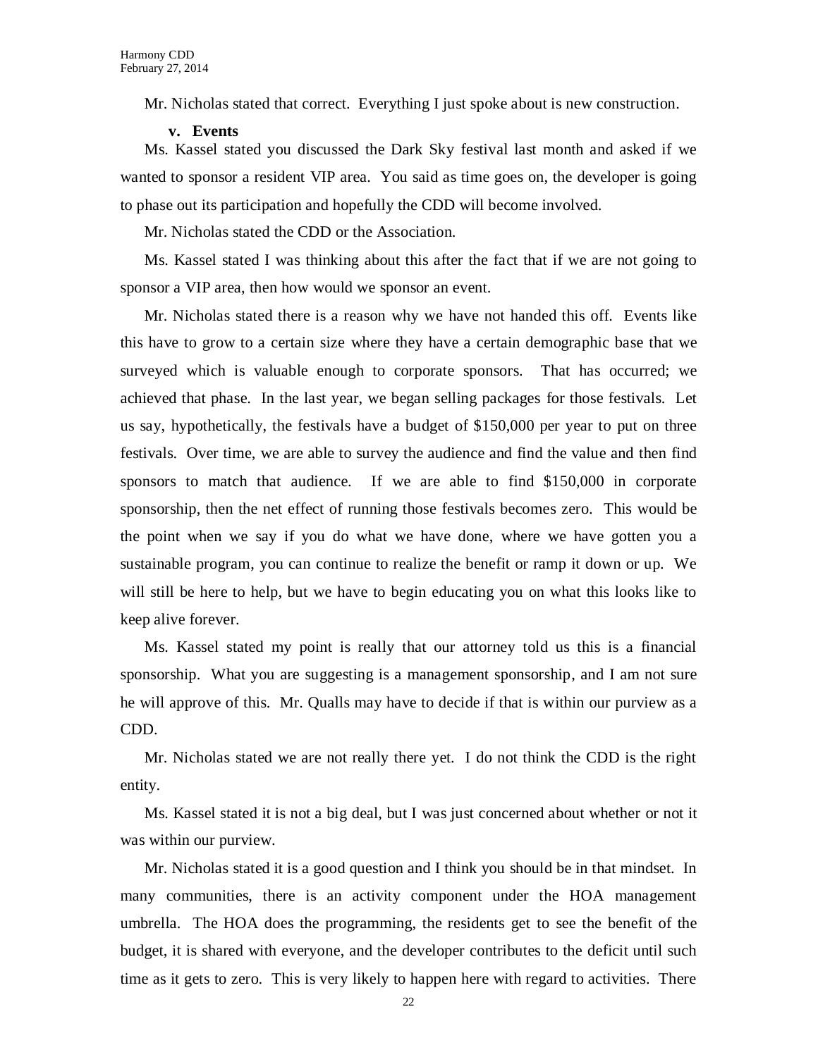Mr. Nicholas stated that correct. Everything I just spoke about is new construction.

**v. Events**

Ms. Kassel stated you discussed the Dark Sky festival last month and asked if we wanted to sponsor a resident VIP area. You said as time goes on, the developer is going to phase out its participation and hopefully the CDD will become involved.

Mr. Nicholas stated the CDD or the Association.

Ms. Kassel stated I was thinking about this after the fact that if we are not going to sponsor a VIP area, then how would we sponsor an event.

Mr. Nicholas stated there is a reason why we have not handed this off. Events like this have to grow to a certain size where they have a certain demographic base that we surveyed which is valuable enough to corporate sponsors. That has occurred; we achieved that phase. In the last year, we began selling packages for those festivals. Let us say, hypothetically, the festivals have a budget of $150,000 per year to put on three festivals. Over time, we are able to survey the audience and find the value and then find sponsors to match that audience. If we are able to find $150,000 in corporate sponsorship, then the net effect of running those festivals becomes zero. This would be the point when we say if you do what we have done, where we have gotten you a sustainable program, you can continue to realize the benefit or ramp it down or up. We will still be here to help, but we have to begin educating you on what this looks like to keep alive forever.

Ms. Kassel stated my point is really that our attorney told us this is a financial sponsorship. What you are suggesting is a management sponsorship, and I am not sure he will approve of this. Mr. Qualls may have to decide if that is within our purview as a CDD.

Mr. Nicholas stated we are not really there yet. I do not think the CDD is the right entity.

Ms. Kassel stated it is not a big deal, but I was just concerned about whether or not it was within our purview.

Mr. Nicholas stated it is a good question and I think you should be in that mindset. In many communities, there is an activity component under the HOA management umbrella. The HOA does the programming, the residents get to see the benefit of the budget, it is shared with everyone, and the developer contributes to the deficit until such time as it gets to zero. This is very likely to happen here with regard to activities. There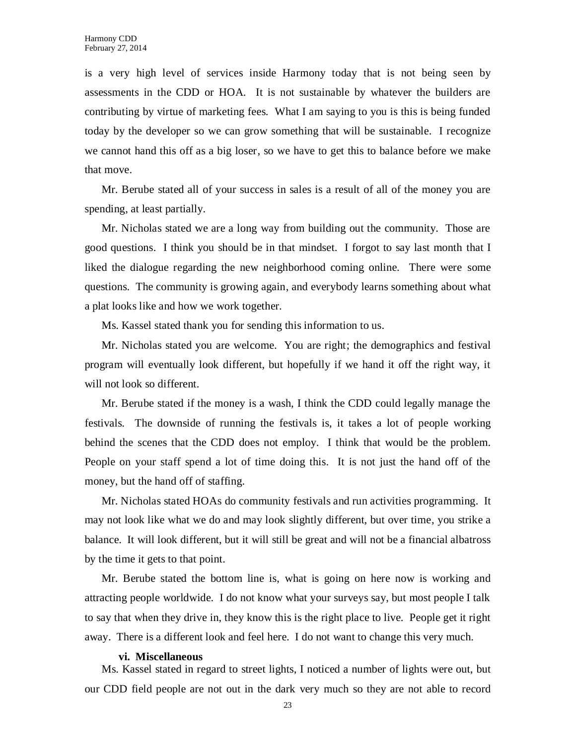is a very high level of services inside Harmony today that is not being seen by assessments in the CDD or HOA. It is not sustainable by whatever the builders are contributing by virtue of marketing fees. What I am saying to you is this is being funded today by the developer so we can grow something that will be sustainable. I recognize we cannot hand this off as a big loser, so we have to get this to balance before we make that move.

Mr. Berube stated all of your success in sales is a result of all of the money you are spending, at least partially.

Mr. Nicholas stated we are a long way from building out the community. Those are good questions. I think you should be in that mindset. I forgot to say last month that I liked the dialogue regarding the new neighborhood coming online. There were some questions. The community is growing again, and everybody learns something about what a plat looks like and how we work together.

Ms. Kassel stated thank you for sending this information to us.

Mr. Nicholas stated you are welcome. You are right; the demographics and festival program will eventually look different, but hopefully if we hand it off the right way, it will not look so different.

Mr. Berube stated if the money is a wash, I think the CDD could legally manage the festivals. The downside of running the festivals is, it takes a lot of people working behind the scenes that the CDD does not employ. I think that would be the problem. People on your staff spend a lot of time doing this. It is not just the hand off of the money, but the hand off of staffing.

Mr. Nicholas stated HOAs do community festivals and run activities programming. It may not look like what we do and may look slightly different, but over time, you strike a balance. It will look different, but it will still be great and will not be a financial albatross by the time it gets to that point.

Mr. Berube stated the bottom line is, what is going on here now is working and attracting people worldwide. I do not know what your surveys say, but most people I talk to say that when they drive in, they know this is the right place to live. People get it right away. There is a different look and feel here. I do not want to change this very much.

**vi. Miscellaneous**

Ms. Kassel stated in regard to street lights, I noticed a number of lights were out, but our CDD field people are not out in the dark very much so they are not able to record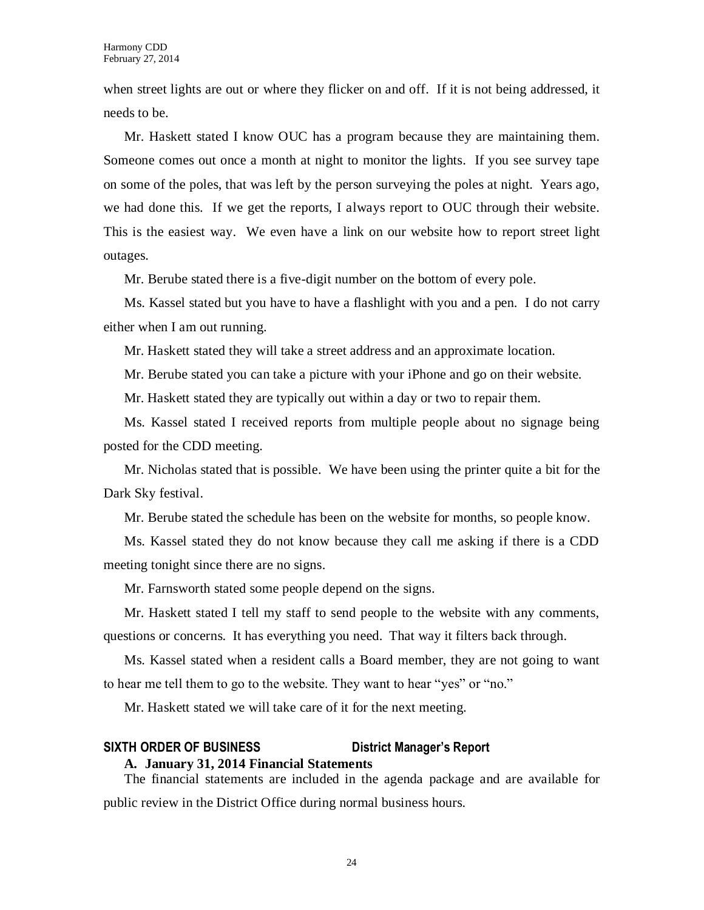when street lights are out or where they flicker on and off. If it is not being addressed, it needs to be.

Mr. Haskett stated I know OUC has a program because they are maintaining them. Someone comes out once a month at night to monitor the lights. If you see survey tape on some of the poles, that was left by the person surveying the poles at night. Years ago, we had done this. If we get the reports, I always report to OUC through their website. This is the easiest way. We even have a link on our website how to report street light outages.

Mr. Berube stated there is a five-digit number on the bottom of every pole.

Ms. Kassel stated but you have to have a flashlight with you and a pen. I do not carry either when I am out running.

Mr. Haskett stated they will take a street address and an approximate location.

Mr. Berube stated you can take a picture with your iPhone and go on their website.

Mr. Haskett stated they are typically out within a day or two to repair them.

Ms. Kassel stated I received reports from multiple people about no signage being posted for the CDD meeting.

Mr. Nicholas stated that is possible. We have been using the printer quite a bit for the Dark Sky festival.

Mr. Berube stated the schedule has been on the website for months, so people know.

Ms. Kassel stated they do not know because they call me asking if there is a CDD meeting tonight since there are no signs.

Mr. Farnsworth stated some people depend on the signs.

Mr. Haskett stated I tell my staff to send people to the website with any comments, questions or concerns. It has everything you need. That way it filters back through.

Ms. Kassel stated when a resident calls a Board member, they are not going to want to hear me tell them to go to the website. They want to hear "yes" or "no."

Mr. Haskett stated we will take care of it for the next meeting.

## SIXTH ORDER OF BUSINESS District Manager's Report

### A. January 31, 2014 Financial Statements

The financial statements are included in the agenda package and are available for public review in the District Office during normal business hours.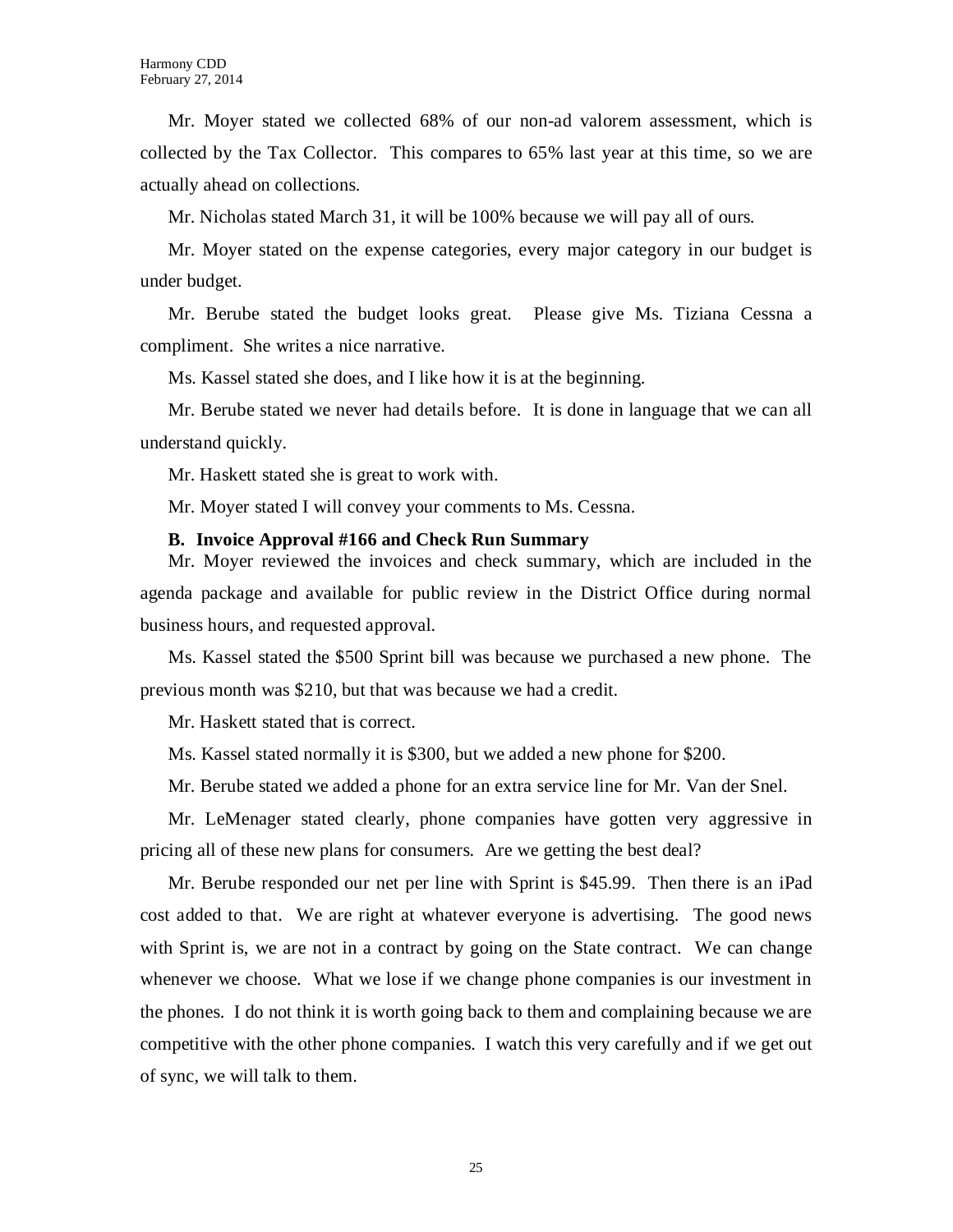Mr. Moyer stated we collected 68% of our non-ad valorem assessment, which is collected by the Tax Collector. This compares to 65% last year at this time, so we are actually ahead on collections.

Mr. Nicholas stated March 31, it will be 100% because we will pay all of ours.

Mr. Moyer stated on the expense categories, every major category in our budget is under budget.

Mr. Berube stated the budget looks great. Please give Ms. Tiziana Cessna a compliment. She writes a nice narrative.

Ms. Kassel stated she does, and I like how it is at the beginning.

Mr. Berube stated we never had details before. It is done in language that we can all understand quickly.

Mr. Haskett stated she is great to work with.

Mr. Moyer stated I will convey your comments to Ms. Cessna.

**B. Invoice Approval #166 and Check Run Summary**

Mr. Moyer reviewed the invoices and check summary, which are included in the agenda package and available for public review in the District Office during normal business hours, and requested approval.

Ms. Kassel stated the $500 Sprint bill was because we purchased a new phone. The previous month was $210, but that was because we had a credit.

Mr. Haskett stated that is correct.

Ms. Kassel stated normally it is $300, but we added a new phone for $200.

Mr. Berube stated we added a phone for an extra service line for Mr. Van der Snel.

Mr. LeMenager stated clearly, phone companies have gotten very aggressive in pricing all of these new plans for consumers. Are we getting the best deal?

Mr. Berube responded our net per line with Sprint is $45.99. Then there is an iPad cost added to that. We are right at whatever everyone is advertising. The good news with Sprint is, we are not in a contract by going on the State contract. We can change whenever we choose. What we lose if we change phone companies is our investment in the phones. I do not think it is worth going back to them and complaining because we are competitive with the other phone companies. I watch this very carefully and if we get out of sync, we will talk to them.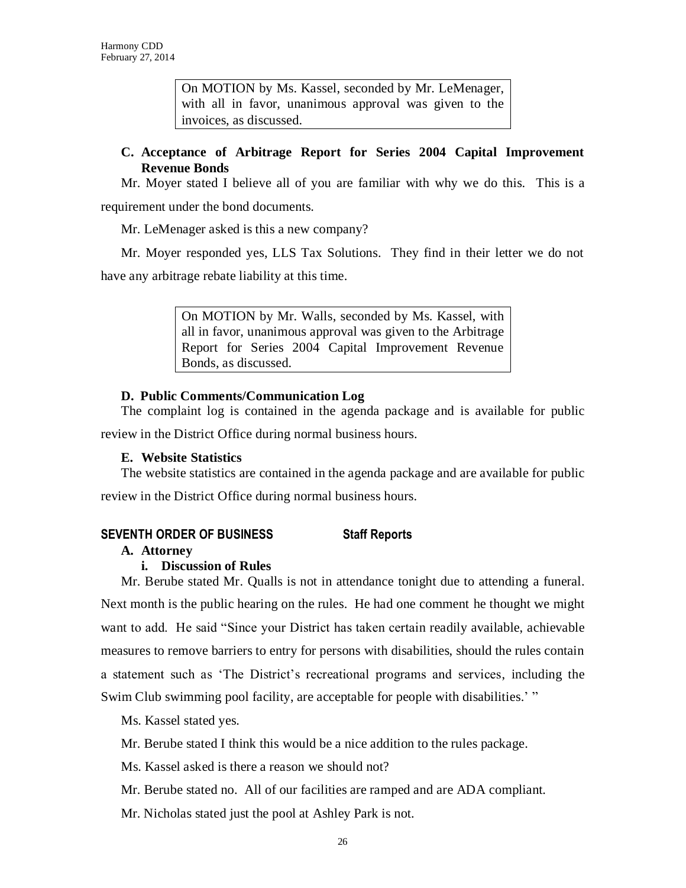On MOTION by Ms. Kassel, seconded by Mr. LeMenager, with all in favor, unanimous approval was given to the invoices, as discussed.

**C. Acceptance of Arbitrage Report for Series 2004 Capital Improvement Revenue Bonds**

Mr. Moyer stated I believe all of you are familiar with why we do this. This is a requirement under the bond documents.

Mr. LeMenager asked is this a new company?

Mr. Moyer responded yes, LLS Tax Solutions. They find in their letter we do not have any arbitrage rebate liability at this time.

On MOTION by Mr. Walls, seconded by Ms. Kassel, with all in favor, unanimous approval was given to the Arbitrage Report for Series 2004 Capital Improvement Revenue Bonds, as discussed.

**D. Public Comments/Communication Log**

The complaint log is contained in the agenda package and is available for public review in the District Office during normal business hours.

**E. Website Statistics**

The website statistics are contained in the agenda package and are available for public review in the District Office during normal business hours.

## SEVENTH ORDER OF BUSINESS Staff Reports

**A. Attorney**

**i. Discussion of Rules**

Mr. Berube stated Mr. Qualls is not in attendance tonight due to attending a funeral. Next month is the public hearing on the rules. He had one comment he thought we might want to add. He said "Since your District has taken certain readily available, achievable measures to remove barriers to entry for persons with disabilities, should the rules contain a statement such as 'The District's recreational programs and services, including the Swim Club swimming pool facility, are acceptable for people with disabilities.' "

Ms. Kassel stated yes.

Mr. Berube stated I think this would be a nice addition to the rules package.

Ms. Kassel asked is there a reason we should not?

Mr. Berube stated no. All of our facilities are ramped and are ADA compliant.

Mr. Nicholas stated just the pool at Ashley Park is not.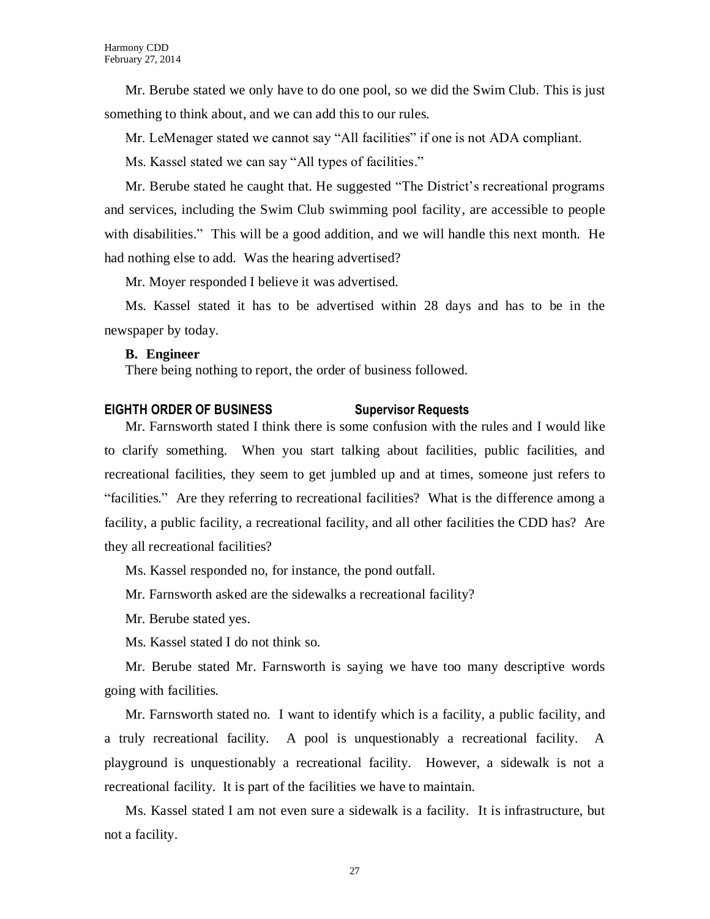Mr. Berube stated we only have to do one pool, so we did the Swim Club. This is just something to think about, and we can add this to our rules.

Mr. LeMenager stated we cannot say "All facilities" if one is not ADA compliant.

Ms. Kassel stated we can say "All types of facilities."

Mr. Berube stated he caught that. He suggested "The District's recreational programs and services, including the Swim Club swimming pool facility, are accessible to people with disabilities." This will be a good addition, and we will handle this next month. He had nothing else to add. Was the hearing advertised?

Mr. Moyer responded I believe it was advertised.

Ms. Kassel stated it has to be advertised within 28 days and has to be in the newspaper by today.

**B. Engineer**

There being nothing to report, the order of business followed.

**EIGHTH ORDER OF BUSINESS — Supervisor Requests**

Mr. Farnsworth stated I think there is some confusion with the rules and I would like to clarify something. When you start talking about facilities, public facilities, and recreational facilities, they seem to get jumbled up and at times, someone just refers to "facilities." Are they referring to recreational facilities? What is the difference among a facility, a public facility, a recreational facility, and all other facilities the CDD has? Are they all recreational facilities?

Ms. Kassel responded no, for instance, the pond outfall.

Mr. Farnsworth asked are the sidewalks a recreational facility?

Mr. Berube stated yes.

Ms. Kassel stated I do not think so.

Mr. Berube stated Mr. Farnsworth is saying we have too many descriptive words going with facilities.

Mr. Farnsworth stated no. I want to identify which is a facility, a public facility, and a truly recreational facility. A pool is unquestionably a recreational facility. A playground is unquestionably a recreational facility. However, a sidewalk is not a recreational facility. It is part of the facilities we have to maintain.

Ms. Kassel stated I am not even sure a sidewalk is a facility. It is infrastructure, but not a facility.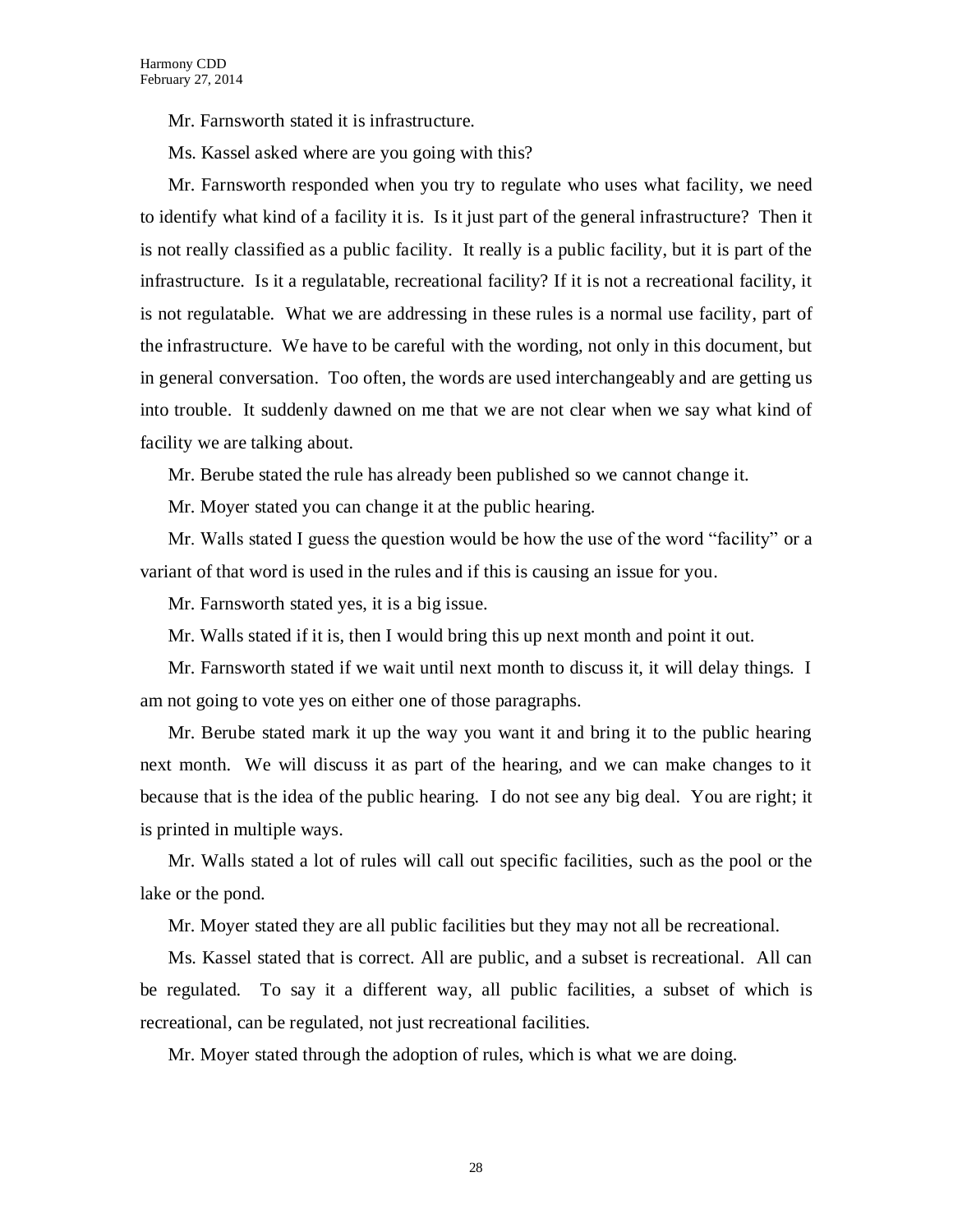Mr. Farnsworth stated it is infrastructure.

Ms. Kassel asked where are you going with this?

Mr. Farnsworth responded when you try to regulate who uses what facility, we need to identify what kind of a facility it is. Is it just part of the general infrastructure? Then it is not really classified as a public facility. It really is a public facility, but it is part of the infrastructure. Is it a regulatable, recreational facility? If it is not a recreational facility, it is not regulatable. What we are addressing in these rules is a normal use facility, part of the infrastructure. We have to be careful with the wording, not only in this document, but in general conversation. Too often, the words are used interchangeably and are getting us into trouble. It suddenly dawned on me that we are not clear when we say what kind of facility we are talking about.

Mr. Berube stated the rule has already been published so we cannot change it.

Mr. Moyer stated you can change it at the public hearing.

Mr. Walls stated I guess the question would be how the use of the word "facility" or a variant of that word is used in the rules and if this is causing an issue for you.

Mr. Farnsworth stated yes, it is a big issue.

Mr. Walls stated if it is, then I would bring this up next month and point it out.

Mr. Farnsworth stated if we wait until next month to discuss it, it will delay things. I am not going to vote yes on either one of those paragraphs.

Mr. Berube stated mark it up the way you want it and bring it to the public hearing next month. We will discuss it as part of the hearing, and we can make changes to it because that is the idea of the public hearing. I do not see any big deal. You are right; it is printed in multiple ways.

Mr. Walls stated a lot of rules will call out specific facilities, such as the pool or the lake or the pond.

Mr. Moyer stated they are all public facilities but they may not all be recreational.

Ms. Kassel stated that is correct. All are public, and a subset is recreational. All can be regulated. To say it a different way, all public facilities, a subset of which is recreational, can be regulated, not just recreational facilities.

Mr. Moyer stated through the adoption of rules, which is what we are doing.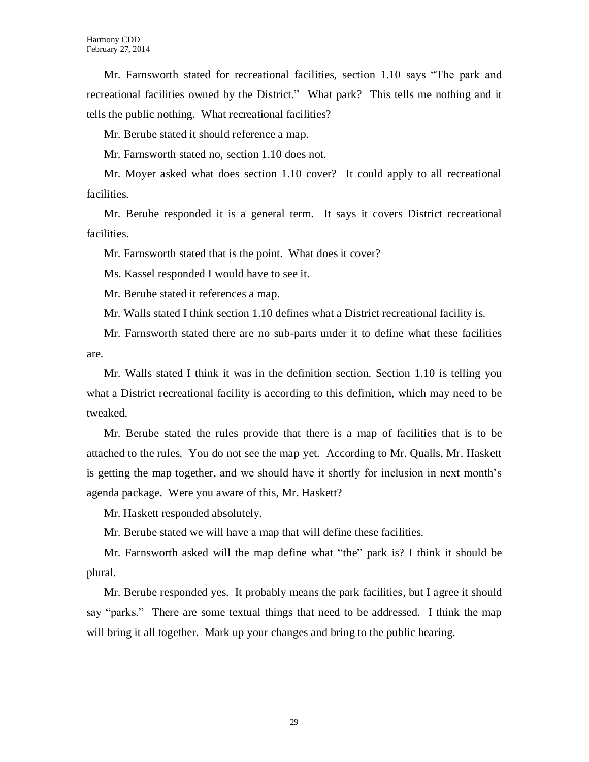Mr. Farnsworth stated for recreational facilities, section 1.10 says "The park and recreational facilities owned by the District." What park? This tells me nothing and it tells the public nothing. What recreational facilities?

Mr. Berube stated it should reference a map.

Mr. Farnsworth stated no, section 1.10 does not.

Mr. Moyer asked what does section 1.10 cover? It could apply to all recreational facilities.

Mr. Berube responded it is a general term. It says it covers District recreational facilities.

Mr. Farnsworth stated that is the point. What does it cover?

Ms. Kassel responded I would have to see it.

Mr. Berube stated it references a map.

Mr. Walls stated I think section 1.10 defines what a District recreational facility is.

Mr. Farnsworth stated there are no sub-parts under it to define what these facilities are.

Mr. Walls stated I think it was in the definition section. Section 1.10 is telling you what a District recreational facility is according to this definition, which may need to be tweaked.

Mr. Berube stated the rules provide that there is a map of facilities that is to be attached to the rules. You do not see the map yet. According to Mr. Qualls, Mr. Haskett is getting the map together, and we should have it shortly for inclusion in next month's agenda package. Were you aware of this, Mr. Haskett?

Mr. Haskett responded absolutely.

Mr. Berube stated we will have a map that will define these facilities.

Mr. Farnsworth asked will the map define what "the" park is? I think it should be plural.

Mr. Berube responded yes. It probably means the park facilities, but I agree it should say "parks." There are some textual things that need to be addressed. I think the map will bring it all together. Mark up your changes and bring to the public hearing.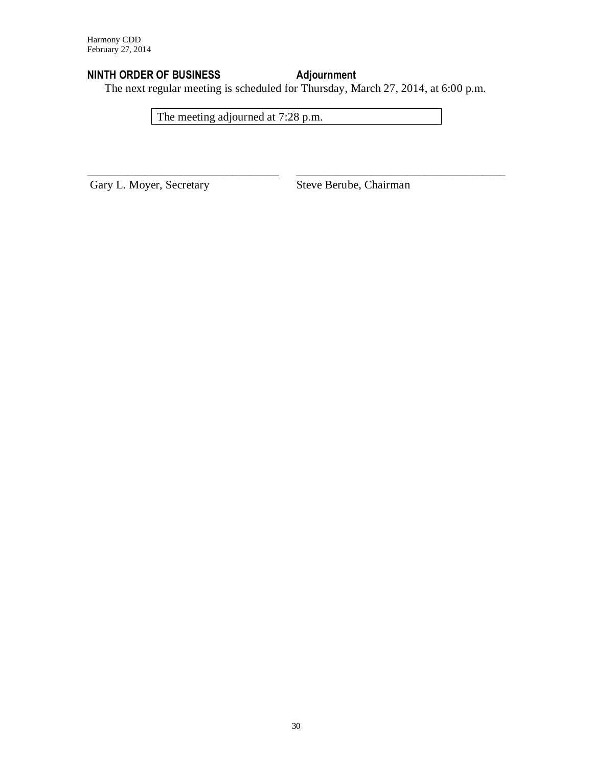## NINTH ORDER OF BUSINESS Adjournment

The next regular meeting is scheduled for Thursday, March 27, 2014, at 6:00 p.m.

The meeting adjourned at 7:28 p.m.

\_\_\_\_\_\_\_\_\_\_\_\_\_\_\_\_\_\_\_\_\_\_\_\_\_\_\_\_\_\_\_\_\_\_ \_\_\_\_\_\_\_\_\_\_\_\_\_\_\_\_\_\_\_\_\_\_\_\_\_\_\_\_\_\_\_\_\_\_\_\_\_

Gary L. Moyer, Secretary Steve Berube, Chairman